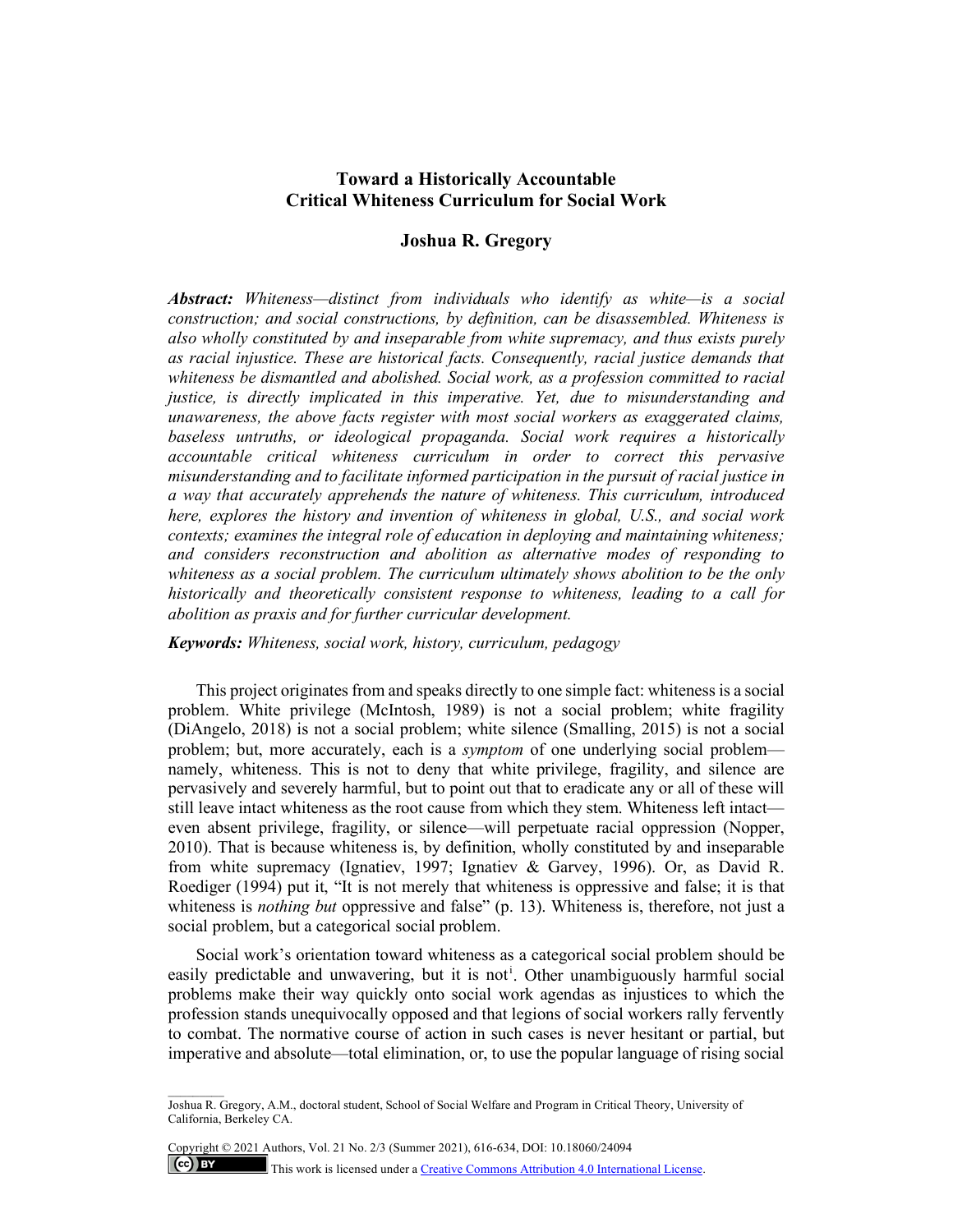# Toward a Historically Accountable Critical Whiteness Curriculum for Social Work

**Joshua R. Gregory**

***Abstract:*** *Whiteness—distinct from individuals who identify as white—is a social construction; and social constructions, by definition, can be disassembled. Whiteness is also wholly constituted by and inseparable from white supremacy, and thus exists purely as racial injustice. These are historical facts. Consequently, racial justice demands that whiteness be dismantled and abolished. Social work, as a profession committed to racial justice, is directly implicated in this imperative. Yet, due to misunderstanding and unawareness, the above facts register with most social workers as exaggerated claims, baseless untruths, or ideological propaganda. Social work requires a historically accountable critical whiteness curriculum in order to correct this pervasive misunderstanding and to facilitate informed participation in the pursuit of racial justice in a way that accurately apprehends the nature of whiteness. This curriculum, introduced here, explores the history and invention of whiteness in global, U.S., and social work contexts; examines the integral role of education in deploying and maintaining whiteness; and considers reconstruction and abolition as alternative modes of responding to whiteness as a social problem. The curriculum ultimately shows abolition to be the only historically and theoretically consistent response to whiteness, leading to a call for abolition as praxis and for further curricular development.*

***Keywords:*** *Whiteness, social work, history, curriculum, pedagogy*

This project originates from and speaks directly to one simple fact: whiteness is a social problem. White privilege (McIntosh, 1989) is not a social problem; white fragility (DiAngelo, 2018) is not a social problem; white silence (Smalling, 2015) is not a social problem; but, more accurately, each is a *symptom* of one underlying social problem—namely, whiteness. This is not to deny that white privilege, fragility, and silence are pervasively and severely harmful, but to point out that to eradicate any or all of these will still leave intact whiteness as the root cause from which they stem. Whiteness left intact—even absent privilege, fragility, or silence—will perpetuate racial oppression (Nopper, 2010). That is because whiteness is, by definition, wholly constituted by and inseparable from white supremacy (Ignatiev, 1997; Ignatiev & Garvey, 1996). Or, as David R. Roediger (1994) put it, "It is not merely that whiteness is oppressive and false; it is that whiteness is *nothing but* oppressive and false" (p. 13). Whiteness is, therefore, not just a social problem, but a categorical social problem.

Social work's orientation toward whiteness as a categorical social problem should be easily predictable and unwavering, but it is not[i]. Other unambiguously harmful social problems make their way quickly onto social work agendas as injustices to which the profession stands unequivocally opposed and that legions of social workers rally fervently to combat. The normative course of action in such cases is never hesitant or partial, but imperative and absolute—total elimination, or, to use the popular language of rising social

Joshua R. Gregory, A.M., doctoral student, School of Social Welfare and Program in Critical Theory, University of California, Berkeley CA.

Copyright © 2021 Authors, Vol. 21 No. 2/3 (Summer 2021), 616-634, DOI: 10.18060/24094

This work is licensed under a Creative Commons Attribution 4.0 International License.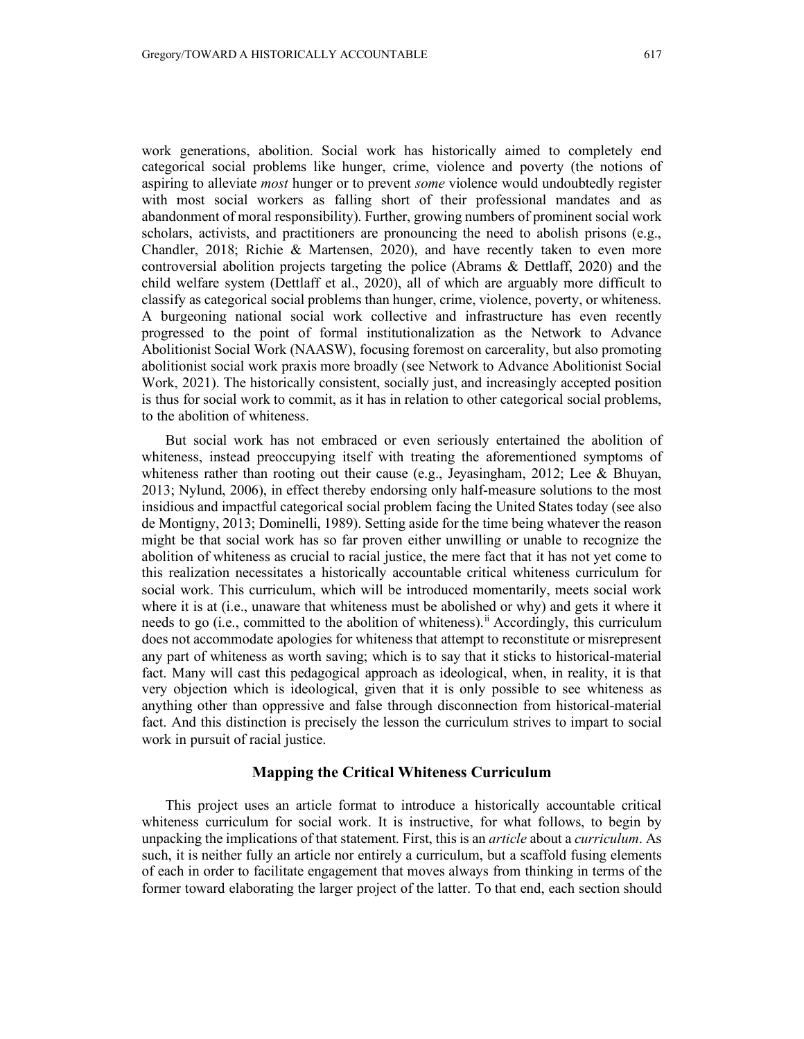work generations, abolition. Social work has historically aimed to completely end categorical social problems like hunger, crime, violence and poverty (the notions of aspiring to alleviate *most* hunger or to prevent *some* violence would undoubtedly register with most social workers as falling short of their professional mandates and as abandonment of moral responsibility). Further, growing numbers of prominent social work scholars, activists, and practitioners are pronouncing the need to abolish prisons (e.g., Chandler, 2018; Richie & Martensen, 2020), and have recently taken to even more controversial abolition projects targeting the police (Abrams & Dettlaff, 2020) and the child welfare system (Dettlaff et al., 2020), all of which are arguably more difficult to classify as categorical social problems than hunger, crime, violence, poverty, or whiteness. A burgeoning national social work collective and infrastructure has even recently progressed to the point of formal institutionalization as the Network to Advance Abolitionist Social Work (NAASW), focusing foremost on carcerality, but also promoting abolitionist social work praxis more broadly (see Network to Advance Abolitionist Social Work, 2021). The historically consistent, socially just, and increasingly accepted position is thus for social work to commit, as it has in relation to other categorical social problems, to the abolition of whiteness.

But social work has not embraced or even seriously entertained the abolition of whiteness, instead preoccupying itself with treating the aforementioned symptoms of whiteness rather than rooting out their cause (e.g., Jeyasingham, 2012; Lee & Bhuyan, 2013; Nylund, 2006), in effect thereby endorsing only half-measure solutions to the most insidious and impactful categorical social problem facing the United States today (see also de Montigny, 2013; Dominelli, 1989). Setting aside for the time being whatever the reason might be that social work has so far proven either unwilling or unable to recognize the abolition of whiteness as crucial to racial justice, the mere fact that it has not yet come to this realization necessitates a historically accountable critical whiteness curriculum for social work. This curriculum, which will be introduced momentarily, meets social work where it is at (i.e., unaware that whiteness must be abolished or why) and gets it where it needs to go (i.e., committed to the abolition of whiteness).[ii] Accordingly, this curriculum does not accommodate apologies for whiteness that attempt to reconstitute or misrepresent any part of whiteness as worth saving; which is to say that it sticks to historical-material fact. Many will cast this pedagogical approach as ideological, when, in reality, it is that very objection which is ideological, given that it is only possible to see whiteness as anything other than oppressive and false through disconnection from historical-material fact. And this distinction is precisely the lesson the curriculum strives to impart to social work in pursuit of racial justice.

## Mapping the Critical Whiteness Curriculum

This project uses an article format to introduce a historically accountable critical whiteness curriculum for social work. It is instructive, for what follows, to begin by unpacking the implications of that statement. First, this is an *article* about a *curriculum*. As such, it is neither fully an article nor entirely a curriculum, but a scaffold fusing elements of each in order to facilitate engagement that moves always from thinking in terms of the former toward elaborating the larger project of the latter. To that end, each section should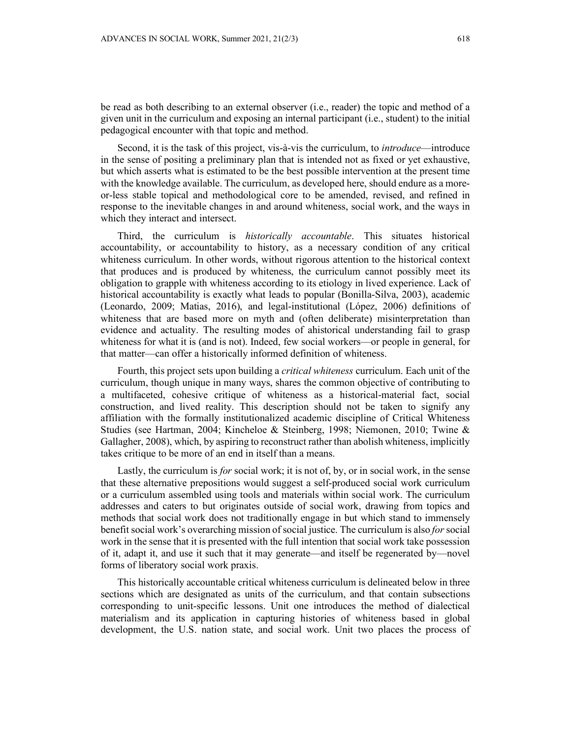be read as both describing to an external observer (i.e., reader) the topic and method of a given unit in the curriculum and exposing an internal participant (i.e., student) to the initial pedagogical encounter with that topic and method.

Second, it is the task of this project, vis-à-vis the curriculum, to *introduce*—introduce in the sense of positing a preliminary plan that is intended not as fixed or yet exhaustive, but which asserts what is estimated to be the best possible intervention at the present time with the knowledge available. The curriculum, as developed here, should endure as a more-or-less stable topical and methodological core to be amended, revised, and refined in response to the inevitable changes in and around whiteness, social work, and the ways in which they interact and intersect.

Third, the curriculum is *historically accountable*. This situates historical accountability, or accountability to history, as a necessary condition of any critical whiteness curriculum. In other words, without rigorous attention to the historical context that produces and is produced by whiteness, the curriculum cannot possibly meet its obligation to grapple with whiteness according to its etiology in lived experience. Lack of historical accountability is exactly what leads to popular (Bonilla-Silva, 2003), academic (Leonardo, 2009; Matias, 2016), and legal-institutional (López, 2006) definitions of whiteness that are based more on myth and (often deliberate) misinterpretation than evidence and actuality. The resulting modes of ahistorical understanding fail to grasp whiteness for what it is (and is not). Indeed, few social workers—or people in general, for that matter—can offer a historically informed definition of whiteness.

Fourth, this project sets upon building a *critical whiteness* curriculum. Each unit of the curriculum, though unique in many ways, shares the common objective of contributing to a multifaceted, cohesive critique of whiteness as a historical-material fact, social construction, and lived reality. This description should not be taken to signify any affiliation with the formally institutionalized academic discipline of Critical Whiteness Studies (see Hartman, 2004; Kincheloe & Steinberg, 1998; Niemonen, 2010; Twine & Gallagher, 2008), which, by aspiring to reconstruct rather than abolish whiteness, implicitly takes critique to be more of an end in itself than a means.

Lastly, the curriculum is *for* social work; it is not of, by, or in social work, in the sense that these alternative prepositions would suggest a self-produced social work curriculum or a curriculum assembled using tools and materials within social work. The curriculum addresses and caters to but originates outside of social work, drawing from topics and methods that social work does not traditionally engage in but which stand to immensely benefit social work's overarching mission of social justice. The curriculum is also *for* social work in the sense that it is presented with the full intention that social work take possession of it, adapt it, and use it such that it may generate—and itself be regenerated by—novel forms of liberatory social work praxis.

This historically accountable critical whiteness curriculum is delineated below in three sections which are designated as units of the curriculum, and that contain subsections corresponding to unit-specific lessons. Unit one introduces the method of dialectical materialism and its application in capturing histories of whiteness based in global development, the U.S. nation state, and social work. Unit two places the process of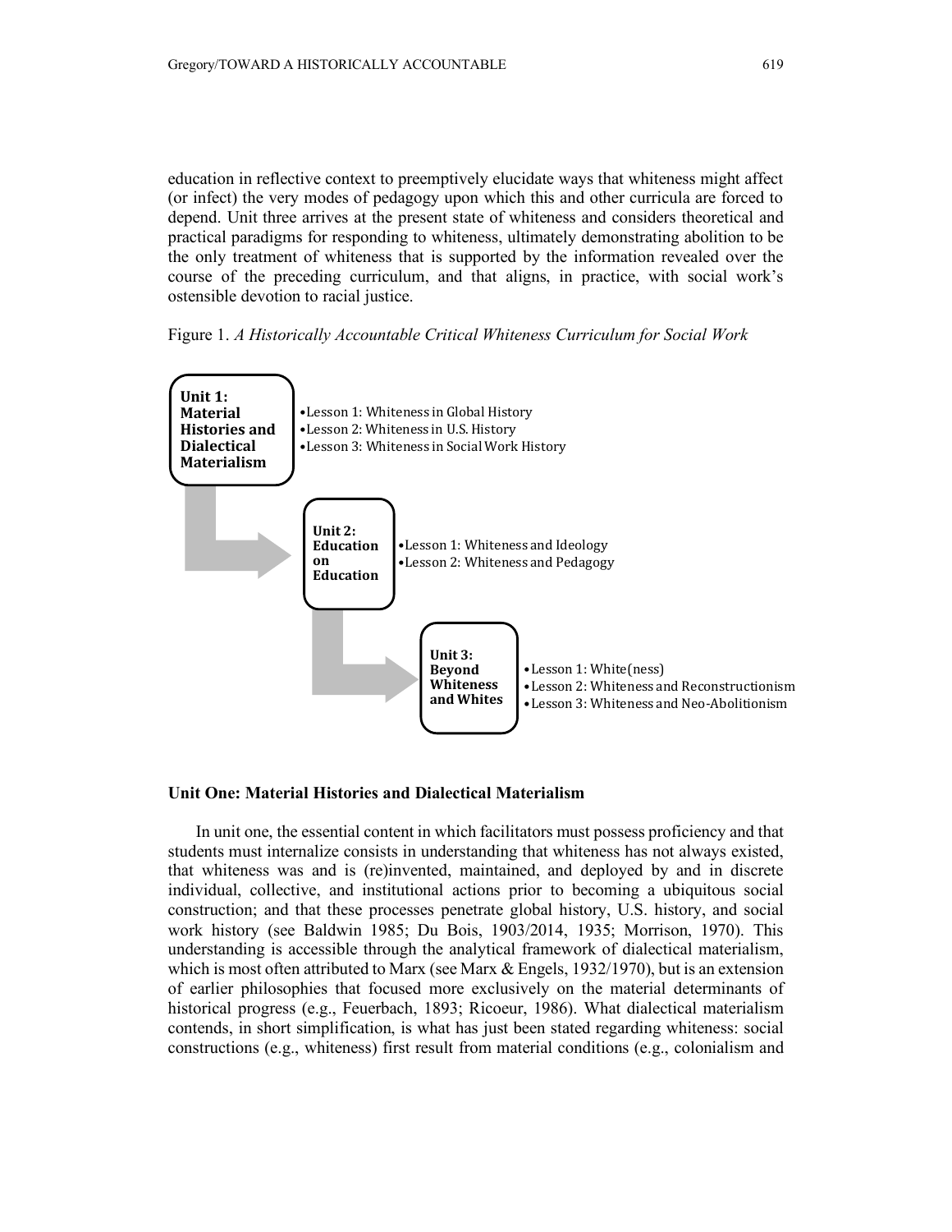education in reflective context to preemptively elucidate ways that whiteness might affect (or infect) the very modes of pedagogy upon which this and other curricula are forced to depend. Unit three arrives at the present state of whiteness and considers theoretical and practical paradigms for responding to whiteness, ultimately demonstrating abolition to be the only treatment of whiteness that is supported by the information revealed over the course of the preceding curriculum, and that aligns, in practice, with social work's ostensible devotion to racial justice.

Figure 1. *A Historically Accountable Critical Whiteness Curriculum for Social Work*

**Unit 1: Material Histories and Dialectical Materialism**
- Lesson 1: Whiteness in Global History
- Lesson 2: Whiteness in U.S. History
- Lesson 3: Whiteness in Social Work History

**Unit 2: Education on Education**
- Lesson 1: Whiteness and Ideology
- Lesson 2: Whiteness and Pedagogy

**Unit 3: Beyond Whiteness and Whites**
- Lesson 1: White(ness)
- Lesson 2: Whiteness and Reconstructionism
- Lesson 3: Whiteness and Neo-Abolitionism

### Unit One: Material Histories and Dialectical Materialism

In unit one, the essential content in which facilitators must possess proficiency and that students must internalize consists in understanding that whiteness has not always existed, that whiteness was and is (re)invented, maintained, and deployed by and in discrete individual, collective, and institutional actions prior to becoming a ubiquitous social construction; and that these processes penetrate global history, U.S. history, and social work history (see Baldwin 1985; Du Bois, 1903/2014, 1935; Morrison, 1970). This understanding is accessible through the analytical framework of dialectical materialism, which is most often attributed to Marx (see Marx & Engels, 1932/1970), but is an extension of earlier philosophies that focused more exclusively on the material determinants of historical progress (e.g., Feuerbach, 1893; Ricoeur, 1986). What dialectical materialism contends, in short simplification, is what has just been stated regarding whiteness: social constructions (e.g., whiteness) first result from material conditions (e.g., colonialism and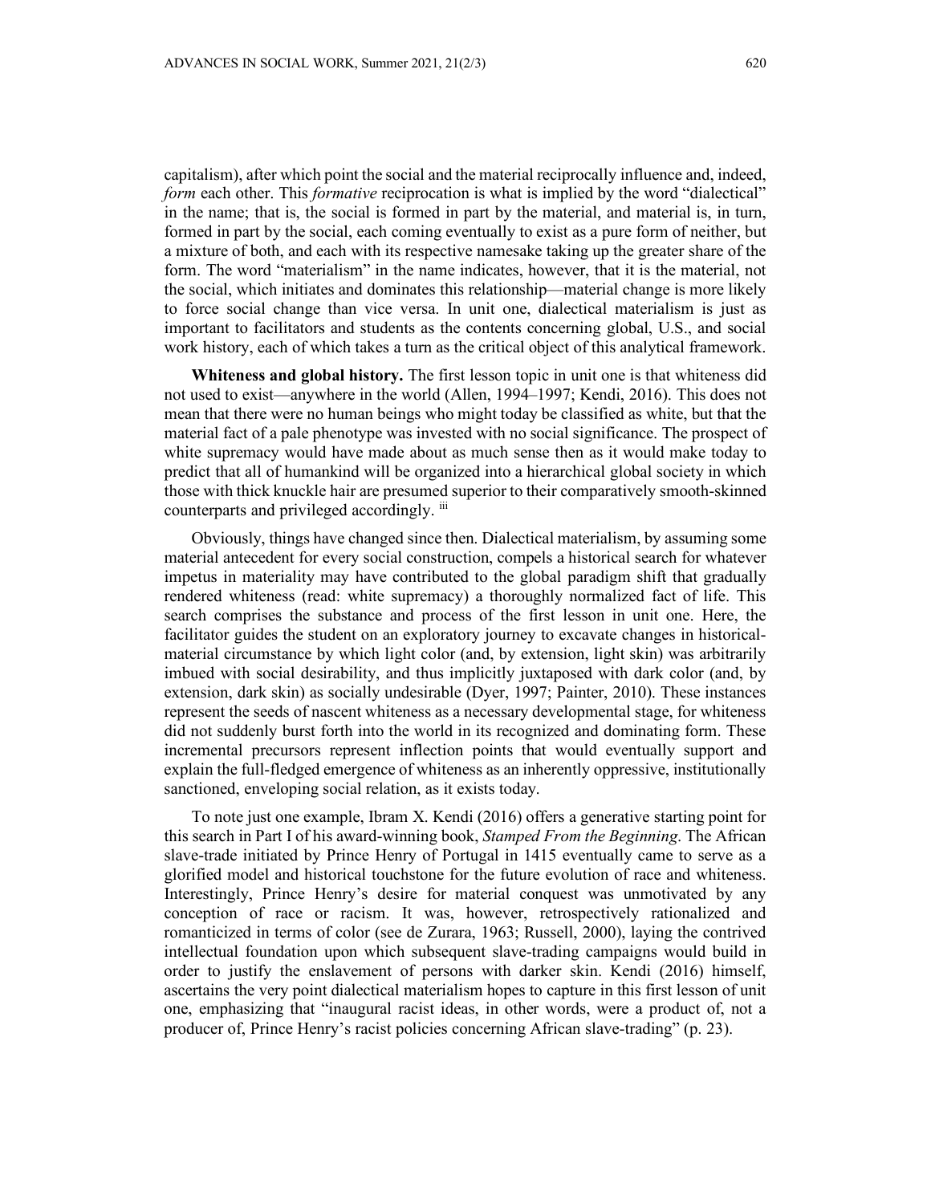capitalism), after which point the social and the material reciprocally influence and, indeed, *form* each other. This *formative* reciprocation is what is implied by the word "dialectical" in the name; that is, the social is formed in part by the material, and material is, in turn, formed in part by the social, each coming eventually to exist as a pure form of neither, but a mixture of both, and each with its respective namesake taking up the greater share of the form. The word "materialism" in the name indicates, however, that it is the material, not the social, which initiates and dominates this relationship—material change is more likely to force social change than vice versa. In unit one, dialectical materialism is just as important to facilitators and students as the contents concerning global, U.S., and social work history, each of which takes a turn as the critical object of this analytical framework.

**Whiteness and global history.** The first lesson topic in unit one is that whiteness did not used to exist—anywhere in the world (Allen, 1994–1997; Kendi, 2016). This does not mean that there were no human beings who might today be classified as white, but that the material fact of a pale phenotype was invested with no social significance. The prospect of white supremacy would have made about as much sense then as it would make today to predict that all of humankind will be organized into a hierarchical global society in which those with thick knuckle hair are presumed superior to their comparatively smooth-skinned counterparts and privileged accordingly. [iii]

Obviously, things have changed since then. Dialectical materialism, by assuming some material antecedent for every social construction, compels a historical search for whatever impetus in materiality may have contributed to the global paradigm shift that gradually rendered whiteness (read: white supremacy) a thoroughly normalized fact of life. This search comprises the substance and process of the first lesson in unit one. Here, the facilitator guides the student on an exploratory journey to excavate changes in historical-material circumstance by which light color (and, by extension, light skin) was arbitrarily imbued with social desirability, and thus implicitly juxtaposed with dark color (and, by extension, dark skin) as socially undesirable (Dyer, 1997; Painter, 2010). These instances represent the seeds of nascent whiteness as a necessary developmental stage, for whiteness did not suddenly burst forth into the world in its recognized and dominating form. These incremental precursors represent inflection points that would eventually support and explain the full-fledged emergence of whiteness as an inherently oppressive, institutionally sanctioned, enveloping social relation, as it exists today.

To note just one example, Ibram X. Kendi (2016) offers a generative starting point for this search in Part I of his award-winning book, *Stamped From the Beginning*. The African slave-trade initiated by Prince Henry of Portugal in 1415 eventually came to serve as a glorified model and historical touchstone for the future evolution of race and whiteness. Interestingly, Prince Henry's desire for material conquest was unmotivated by any conception of race or racism. It was, however, retrospectively rationalized and romanticized in terms of color (see de Zurara, 1963; Russell, 2000), laying the contrived intellectual foundation upon which subsequent slave-trading campaigns would build in order to justify the enslavement of persons with darker skin. Kendi (2016) himself, ascertains the very point dialectical materialism hopes to capture in this first lesson of unit one, emphasizing that "inaugural racist ideas, in other words, were a product of, not a producer of, Prince Henry's racist policies concerning African slave-trading" (p. 23).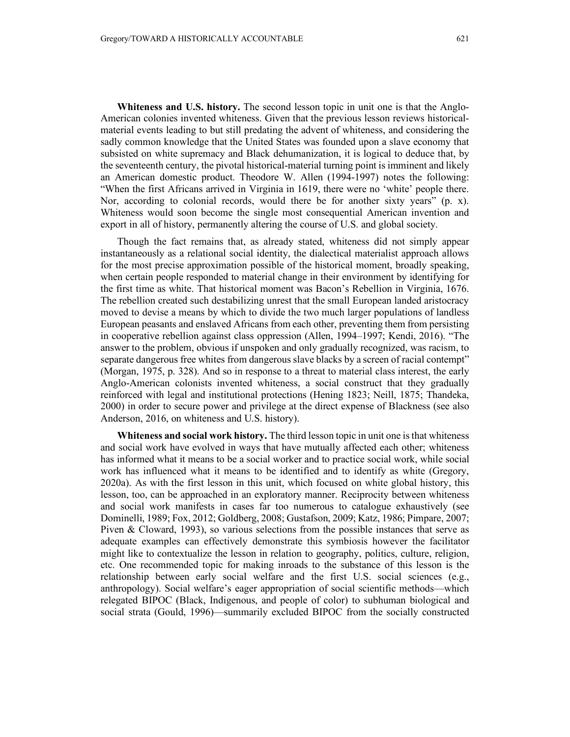**Whiteness and U.S. history.** The second lesson topic in unit one is that the Anglo-American colonies invented whiteness. Given that the previous lesson reviews historical-material events leading to but still predating the advent of whiteness, and considering the sadly common knowledge that the United States was founded upon a slave economy that subsisted on white supremacy and Black dehumanization, it is logical to deduce that, by the seventeenth century, the pivotal historical-material turning point is imminent and likely an American domestic product. Theodore W. Allen (1994-1997) notes the following: "When the first Africans arrived in Virginia in 1619, there were no 'white' people there. Nor, according to colonial records, would there be for another sixty years" (p. x). Whiteness would soon become the single most consequential American invention and export in all of history, permanently altering the course of U.S. and global society.

Though the fact remains that, as already stated, whiteness did not simply appear instantaneously as a relational social identity, the dialectical materialist approach allows for the most precise approximation possible of the historical moment, broadly speaking, when certain people responded to material change in their environment by identifying for the first time as white. That historical moment was Bacon's Rebellion in Virginia, 1676. The rebellion created such destabilizing unrest that the small European landed aristocracy moved to devise a means by which to divide the two much larger populations of landless European peasants and enslaved Africans from each other, preventing them from persisting in cooperative rebellion against class oppression (Allen, 1994–1997; Kendi, 2016). "The answer to the problem, obvious if unspoken and only gradually recognized, was racism, to separate dangerous free whites from dangerous slave blacks by a screen of racial contempt" (Morgan, 1975, p. 328). And so in response to a threat to material class interest, the early Anglo-American colonists invented whiteness, a social construct that they gradually reinforced with legal and institutional protections (Hening 1823; Neill, 1875; Thandeka, 2000) in order to secure power and privilege at the direct expense of Blackness (see also Anderson, 2016, on whiteness and U.S. history).

**Whiteness and social work history.** The third lesson topic in unit one is that whiteness and social work have evolved in ways that have mutually affected each other; whiteness has informed what it means to be a social worker and to practice social work, while social work has influenced what it means to be identified and to identify as white (Gregory, 2020a). As with the first lesson in this unit, which focused on white global history, this lesson, too, can be approached in an exploratory manner. Reciprocity between whiteness and social work manifests in cases far too numerous to catalogue exhaustively (see Dominelli, 1989; Fox, 2012; Goldberg, 2008; Gustafson, 2009; Katz, 1986; Pimpare, 2007; Piven & Cloward, 1993), so various selections from the possible instances that serve as adequate examples can effectively demonstrate this symbiosis however the facilitator might like to contextualize the lesson in relation to geography, politics, culture, religion, etc. One recommended topic for making inroads to the substance of this lesson is the relationship between early social welfare and the first U.S. social sciences (e.g., anthropology). Social welfare's eager appropriation of social scientific methods—which relegated BIPOC (Black, Indigenous, and people of color) to subhuman biological and social strata (Gould, 1996)—summarily excluded BIPOC from the socially constructed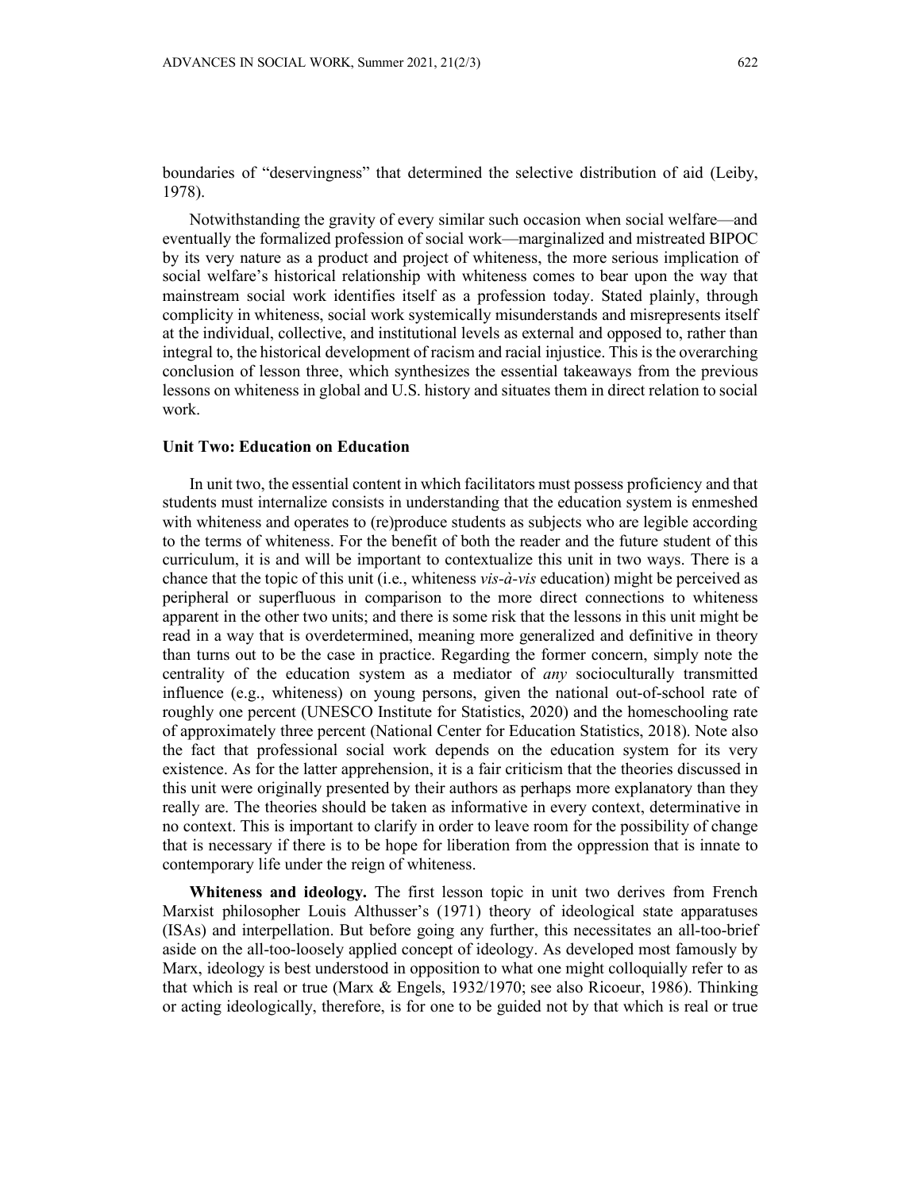boundaries of "deservingness" that determined the selective distribution of aid (Leiby, 1978).

Notwithstanding the gravity of every similar such occasion when social welfare—and eventually the formalized profession of social work—marginalized and mistreated BIPOC by its very nature as a product and project of whiteness, the more serious implication of social welfare's historical relationship with whiteness comes to bear upon the way that mainstream social work identifies itself as a profession today. Stated plainly, through complicity in whiteness, social work systemically misunderstands and misrepresents itself at the individual, collective, and institutional levels as external and opposed to, rather than integral to, the historical development of racism and racial injustice. This is the overarching conclusion of lesson three, which synthesizes the essential takeaways from the previous lessons on whiteness in global and U.S. history and situates them in direct relation to social work.

### Unit Two: Education on Education

In unit two, the essential content in which facilitators must possess proficiency and that students must internalize consists in understanding that the education system is enmeshed with whiteness and operates to (re)produce students as subjects who are legible according to the terms of whiteness. For the benefit of both the reader and the future student of this curriculum, it is and will be important to contextualize this unit in two ways. There is a chance that the topic of this unit (i.e., whiteness *vis-à-vis* education) might be perceived as peripheral or superfluous in comparison to the more direct connections to whiteness apparent in the other two units; and there is some risk that the lessons in this unit might be read in a way that is overdetermined, meaning more generalized and definitive in theory than turns out to be the case in practice. Regarding the former concern, simply note the centrality of the education system as a mediator of *any* socioculturally transmitted influence (e.g., whiteness) on young persons, given the national out-of-school rate of roughly one percent (UNESCO Institute for Statistics, 2020) and the homeschooling rate of approximately three percent (National Center for Education Statistics, 2018). Note also the fact that professional social work depends on the education system for its very existence. As for the latter apprehension, it is a fair criticism that the theories discussed in this unit were originally presented by their authors as perhaps more explanatory than they really are. The theories should be taken as informative in every context, determinative in no context. This is important to clarify in order to leave room for the possibility of change that is necessary if there is to be hope for liberation from the oppression that is innate to contemporary life under the reign of whiteness.

**Whiteness and ideology.** The first lesson topic in unit two derives from French Marxist philosopher Louis Althusser's (1971) theory of ideological state apparatuses (ISAs) and interpellation. But before going any further, this necessitates an all-too-brief aside on the all-too-loosely applied concept of ideology. As developed most famously by Marx, ideology is best understood in opposition to what one might colloquially refer to as that which is real or true (Marx & Engels, 1932/1970; see also Ricoeur, 1986). Thinking or acting ideologically, therefore, is for one to be guided not by that which is real or true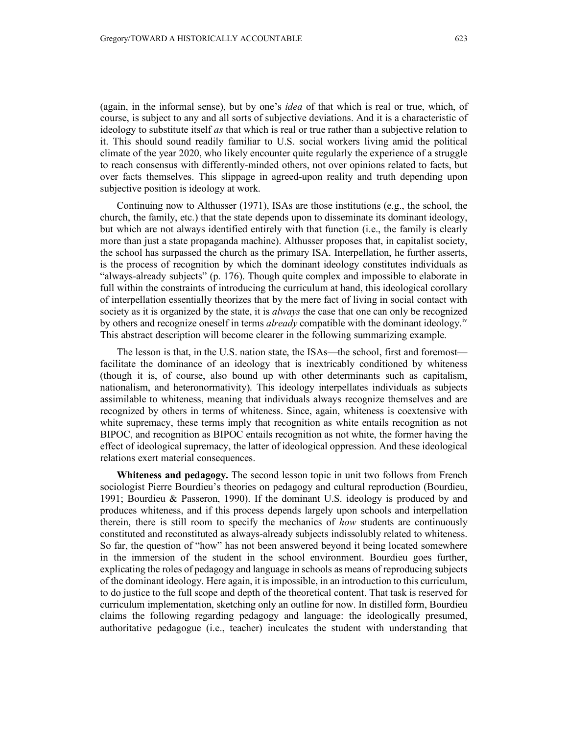(again, in the informal sense), but by one's *idea* of that which is real or true, which, of course, is subject to any and all sorts of subjective deviations. And it is a characteristic of ideology to substitute itself *as* that which is real or true rather than a subjective relation to it. This should sound readily familiar to U.S. social workers living amid the political climate of the year 2020, who likely encounter quite regularly the experience of a struggle to reach consensus with differently-minded others, not over opinions related to facts, but over facts themselves. This slippage in agreed-upon reality and truth depending upon subjective position is ideology at work.

Continuing now to Althusser (1971), ISAs are those institutions (e.g., the school, the church, the family, etc.) that the state depends upon to disseminate its dominant ideology, but which are not always identified entirely with that function (i.e., the family is clearly more than just a state propaganda machine). Althusser proposes that, in capitalist society, the school has surpassed the church as the primary ISA. Interpellation, he further asserts, is the process of recognition by which the dominant ideology constitutes individuals as "always-already subjects" (p. 176). Though quite complex and impossible to elaborate in full within the constraints of introducing the curriculum at hand, this ideological corollary of interpellation essentially theorizes that by the mere fact of living in social contact with society as it is organized by the state, it is *always* the case that one can only be recognized by others and recognize oneself in terms *already* compatible with the dominant ideology.[iv] This abstract description will become clearer in the following summarizing example.

The lesson is that, in the U.S. nation state, the ISAs—the school, first and foremost—facilitate the dominance of an ideology that is inextricably conditioned by whiteness (though it is, of course, also bound up with other determinants such as capitalism, nationalism, and heteronormativity). This ideology interpellates individuals as subjects assimilable to whiteness, meaning that individuals always recognize themselves and are recognized by others in terms of whiteness. Since, again, whiteness is coextensive with white supremacy, these terms imply that recognition as white entails recognition as not BIPOC, and recognition as BIPOC entails recognition as not white, the former having the effect of ideological supremacy, the latter of ideological oppression. And these ideological relations exert material consequences.

**Whiteness and pedagogy.** The second lesson topic in unit two follows from French sociologist Pierre Bourdieu's theories on pedagogy and cultural reproduction (Bourdieu, 1991; Bourdieu & Passeron, 1990). If the dominant U.S. ideology is produced by and produces whiteness, and if this process depends largely upon schools and interpellation therein, there is still room to specify the mechanics of *how* students are continuously constituted and reconstituted as always-already subjects indissolubly related to whiteness. So far, the question of "how" has not been answered beyond it being located somewhere in the immersion of the student in the school environment. Bourdieu goes further, explicating the roles of pedagogy and language in schools as means of reproducing subjects of the dominant ideology. Here again, it is impossible, in an introduction to this curriculum, to do justice to the full scope and depth of the theoretical content. That task is reserved for curriculum implementation, sketching only an outline for now. In distilled form, Bourdieu claims the following regarding pedagogy and language: the ideologically presumed, authoritative pedagogue (i.e., teacher) inculcates the student with understanding that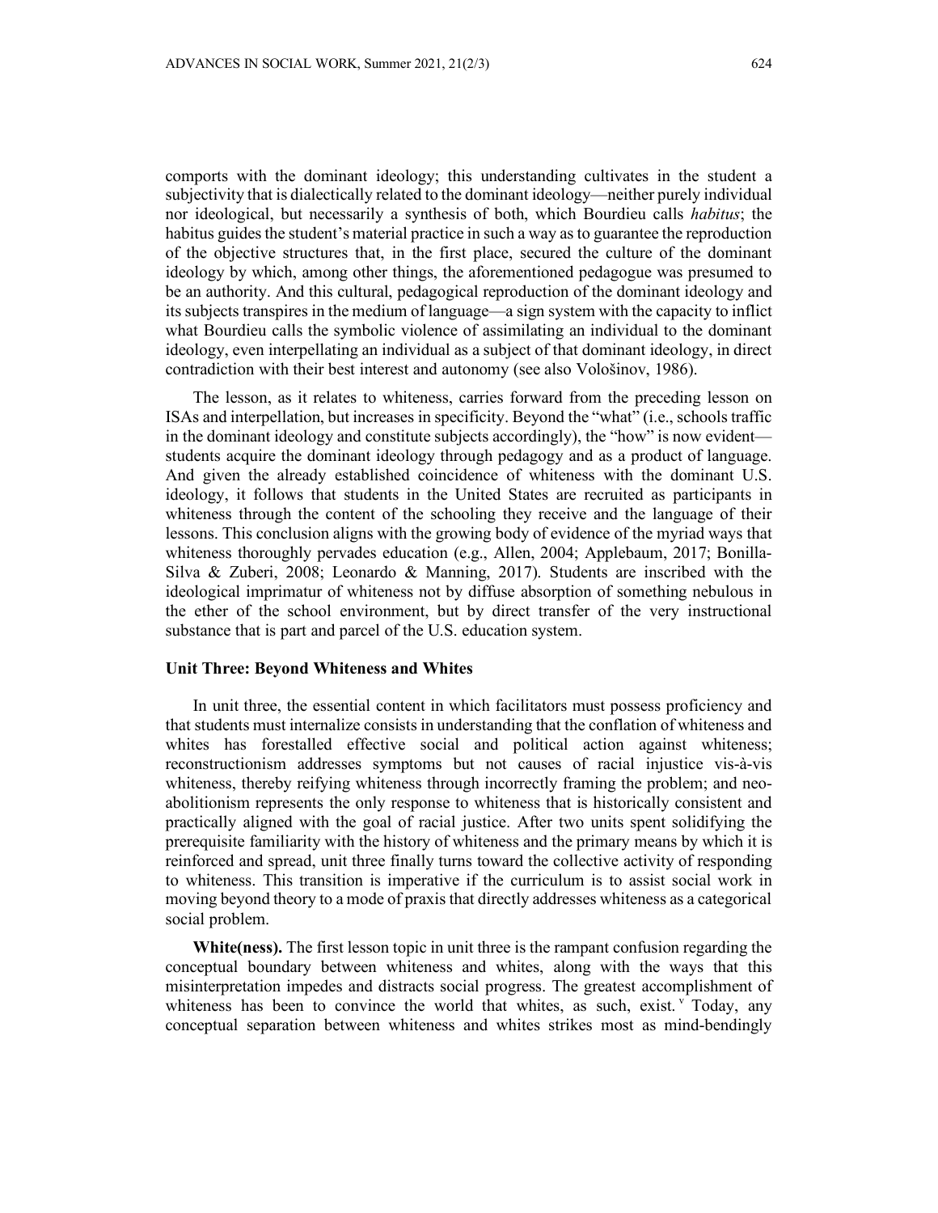comports with the dominant ideology; this understanding cultivates in the student a subjectivity that is dialectically related to the dominant ideology—neither purely individual nor ideological, but necessarily a synthesis of both, which Bourdieu calls *habitus*; the habitus guides the student's material practice in such a way as to guarantee the reproduction of the objective structures that, in the first place, secured the culture of the dominant ideology by which, among other things, the aforementioned pedagogue was presumed to be an authority. And this cultural, pedagogical reproduction of the dominant ideology and its subjects transpires in the medium of language—a sign system with the capacity to inflict what Bourdieu calls the symbolic violence of assimilating an individual to the dominant ideology, even interpellating an individual as a subject of that dominant ideology, in direct contradiction with their best interest and autonomy (see also Vološinov, 1986).

The lesson, as it relates to whiteness, carries forward from the preceding lesson on ISAs and interpellation, but increases in specificity. Beyond the "what" (i.e., schools traffic in the dominant ideology and constitute subjects accordingly), the "how" is now evident—students acquire the dominant ideology through pedagogy and as a product of language. And given the already established coincidence of whiteness with the dominant U.S. ideology, it follows that students in the United States are recruited as participants in whiteness through the content of the schooling they receive and the language of their lessons. This conclusion aligns with the growing body of evidence of the myriad ways that whiteness thoroughly pervades education (e.g., Allen, 2004; Applebaum, 2017; Bonilla-Silva & Zuberi, 2008; Leonardo & Manning, 2017). Students are inscribed with the ideological imprimatur of whiteness not by diffuse absorption of something nebulous in the ether of the school environment, but by direct transfer of the very instructional substance that is part and parcel of the U.S. education system.

### Unit Three: Beyond Whiteness and Whites

In unit three, the essential content in which facilitators must possess proficiency and that students must internalize consists in understanding that the conflation of whiteness and whites has forestalled effective social and political action against whiteness; reconstructionism addresses symptoms but not causes of racial injustice vis-à-vis whiteness, thereby reifying whiteness through incorrectly framing the problem; and neo-abolitionism represents the only response to whiteness that is historically consistent and practically aligned with the goal of racial justice. After two units spent solidifying the prerequisite familiarity with the history of whiteness and the primary means by which it is reinforced and spread, unit three finally turns toward the collective activity of responding to whiteness. This transition is imperative if the curriculum is to assist social work in moving beyond theory to a mode of praxis that directly addresses whiteness as a categorical social problem.

**White(ness).** The first lesson topic in unit three is the rampant confusion regarding the conceptual boundary between whiteness and whites, along with the ways that this misinterpretation impedes and distracts social progress. The greatest accomplishment of whiteness has been to convince the world that whites, as such, exist.[v] Today, any conceptual separation between whiteness and whites strikes most as mind-bendingly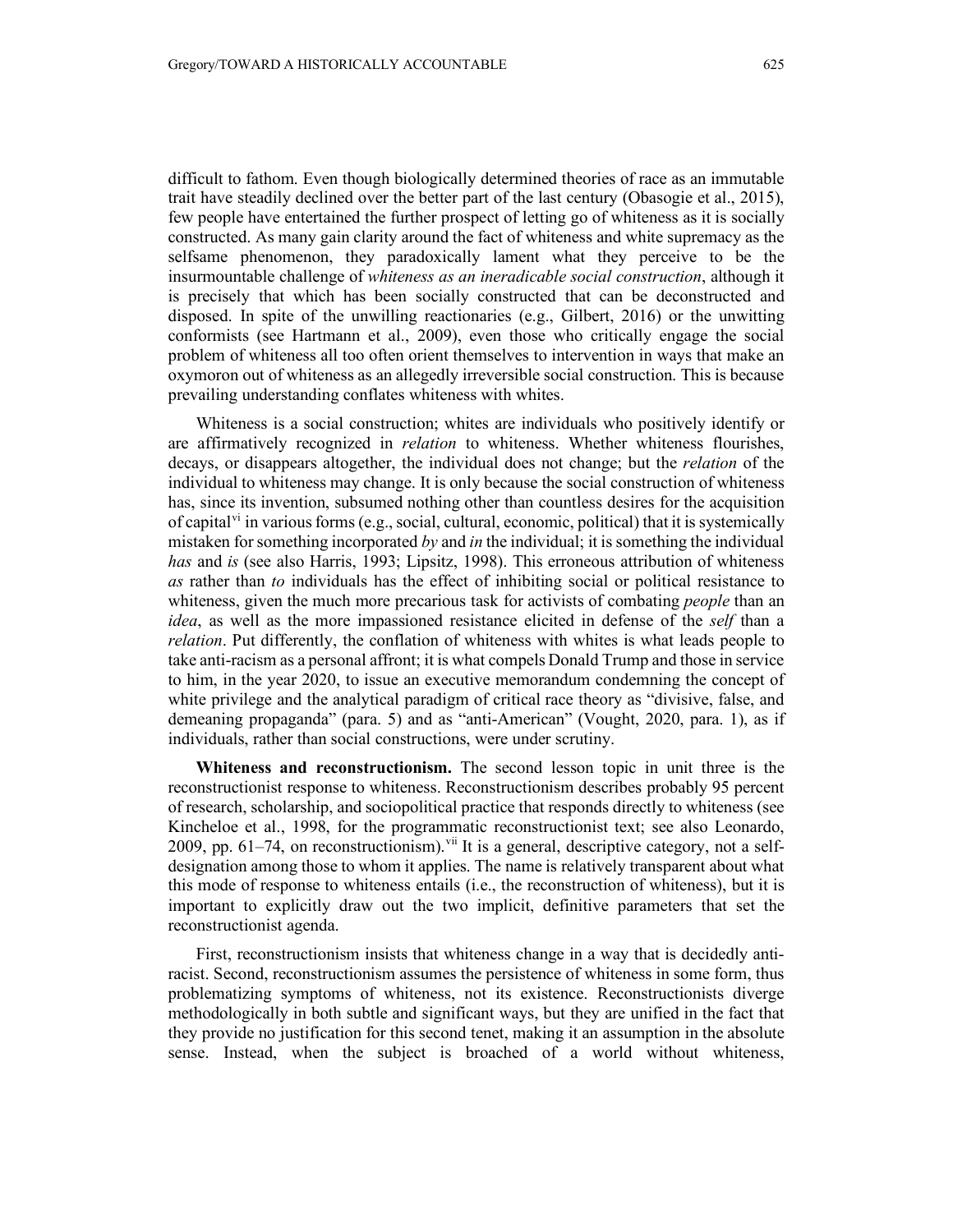difficult to fathom. Even though biologically determined theories of race as an immutable trait have steadily declined over the better part of the last century (Obasogie et al., 2015), few people have entertained the further prospect of letting go of whiteness as it is socially constructed. As many gain clarity around the fact of whiteness and white supremacy as the selfsame phenomenon, they paradoxically lament what they perceive to be the insurmountable challenge of *whiteness as an ineradicable social construction*, although it is precisely that which has been socially constructed that can be deconstructed and disposed. In spite of the unwilling reactionaries (e.g., Gilbert, 2016) or the unwitting conformists (see Hartmann et al., 2009), even those who critically engage the social problem of whiteness all too often orient themselves to intervention in ways that make an oxymoron out of whiteness as an allegedly irreversible social construction. This is because prevailing understanding conflates whiteness with whites.

Whiteness is a social construction; whites are individuals who positively identify or are affirmatively recognized in *relation* to whiteness. Whether whiteness flourishes, decays, or disappears altogether, the individual does not change; but the *relation* of the individual to whiteness may change. It is only because the social construction of whiteness has, since its invention, subsumed nothing other than countless desires for the acquisition of capital[vi] in various forms (e.g., social, cultural, economic, political) that it is systemically mistaken for something incorporated *by* and *in* the individual; it is something the individual *has* and *is* (see also Harris, 1993; Lipsitz, 1998). This erroneous attribution of whiteness *as* rather than *to* individuals has the effect of inhibiting social or political resistance to whiteness, given the much more precarious task for activists of combating *people* than an *idea*, as well as the more impassioned resistance elicited in defense of the *self* than a *relation*. Put differently, the conflation of whiteness with whites is what leads people to take anti-racism as a personal affront; it is what compels Donald Trump and those in service to him, in the year 2020, to issue an executive memorandum condemning the concept of white privilege and the analytical paradigm of critical race theory as "divisive, false, and demeaning propaganda" (para. 5) and as "anti-American" (Vought, 2020, para. 1), as if individuals, rather than social constructions, were under scrutiny.

**Whiteness and reconstructionism.** The second lesson topic in unit three is the reconstructionist response to whiteness. Reconstructionism describes probably 95 percent of research, scholarship, and sociopolitical practice that responds directly to whiteness (see Kincheloe et al., 1998, for the programmatic reconstructionist text; see also Leonardo, 2009, pp. 61–74, on reconstructionism).[vii] It is a general, descriptive category, not a self-designation among those to whom it applies. The name is relatively transparent about what this mode of response to whiteness entails (i.e., the reconstruction of whiteness), but it is important to explicitly draw out the two implicit, definitive parameters that set the reconstructionist agenda.

First, reconstructionism insists that whiteness change in a way that is decidedly anti-racist. Second, reconstructionism assumes the persistence of whiteness in some form, thus problematizing symptoms of whiteness, not its existence. Reconstructionists diverge methodologically in both subtle and significant ways, but they are unified in the fact that they provide no justification for this second tenet, making it an assumption in the absolute sense. Instead, when the subject is broached of a world without whiteness,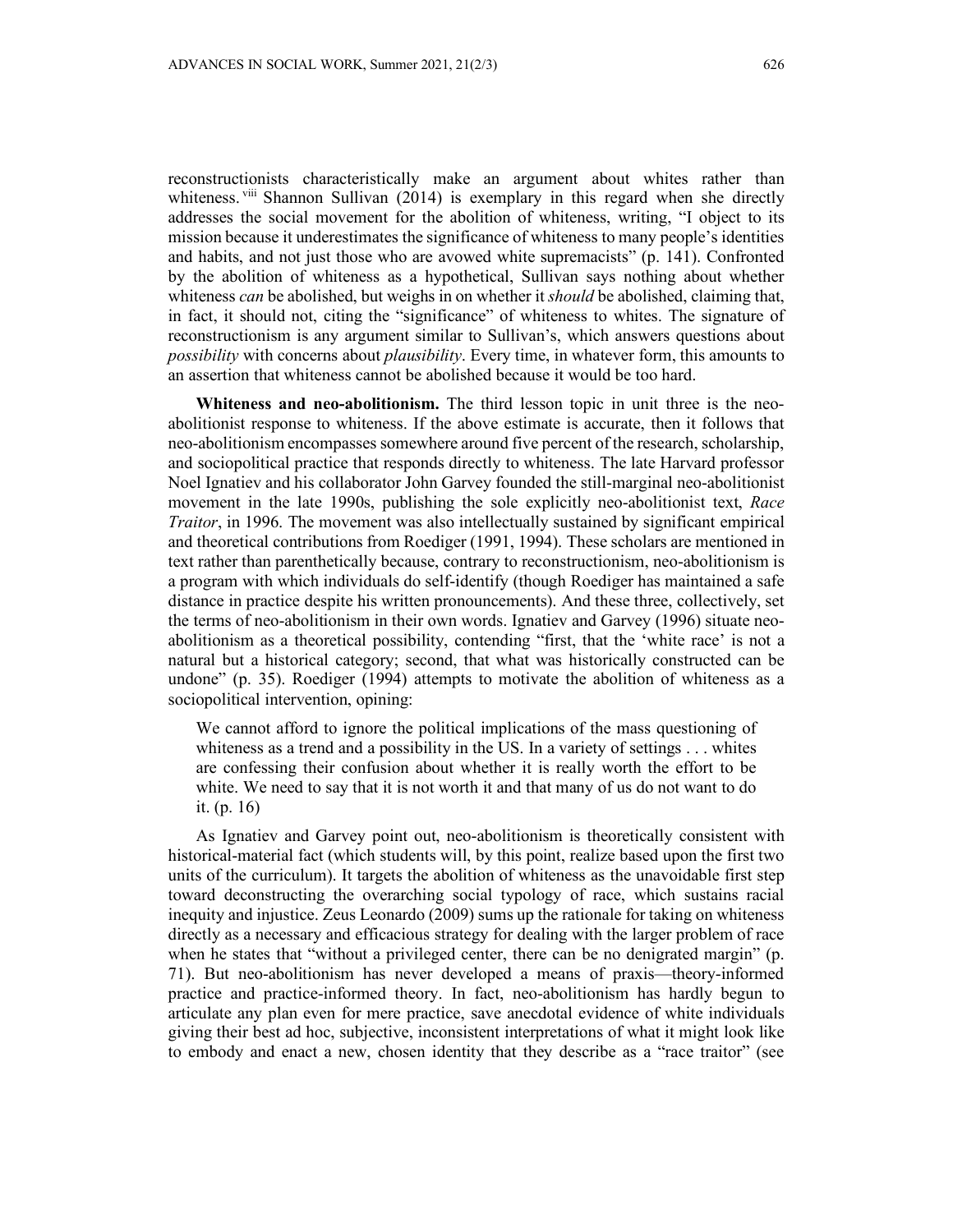reconstructionists characteristically make an argument about whites rather than whiteness.[viii] Shannon Sullivan (2014) is exemplary in this regard when she directly addresses the social movement for the abolition of whiteness, writing, "I object to its mission because it underestimates the significance of whiteness to many people's identities and habits, and not just those who are avowed white supremacists" (p. 141). Confronted by the abolition of whiteness as a hypothetical, Sullivan says nothing about whether whiteness *can* be abolished, but weighs in on whether it *should* be abolished, claiming that, in fact, it should not, citing the "significance" of whiteness to whites. The signature of reconstructionism is any argument similar to Sullivan's, which answers questions about *possibility* with concerns about *plausibility*. Every time, in whatever form, this amounts to an assertion that whiteness cannot be abolished because it would be too hard.

**Whiteness and neo-abolitionism.** The third lesson topic in unit three is the neo-abolitionist response to whiteness. If the above estimate is accurate, then it follows that neo-abolitionism encompasses somewhere around five percent of the research, scholarship, and sociopolitical practice that responds directly to whiteness. The late Harvard professor Noel Ignatiev and his collaborator John Garvey founded the still-marginal neo-abolitionist movement in the late 1990s, publishing the sole explicitly neo-abolitionist text, *Race Traitor*, in 1996. The movement was also intellectually sustained by significant empirical and theoretical contributions from Roediger (1991, 1994). These scholars are mentioned in text rather than parenthetically because, contrary to reconstructionism, neo-abolitionism is a program with which individuals do self-identify (though Roediger has maintained a safe distance in practice despite his written pronouncements). And these three, collectively, set the terms of neo-abolitionism in their own words. Ignatiev and Garvey (1996) situate neo-abolitionism as a theoretical possibility, contending "first, that the 'white race' is not a natural but a historical category; second, that what was historically constructed can be undone" (p. 35). Roediger (1994) attempts to motivate the abolition of whiteness as a sociopolitical intervention, opining:

> We cannot afford to ignore the political implications of the mass questioning of whiteness as a trend and a possibility in the US. In a variety of settings . . . whites are confessing their confusion about whether it is really worth the effort to be white. We need to say that it is not worth it and that many of us do not want to do it. (p. 16)

As Ignatiev and Garvey point out, neo-abolitionism is theoretically consistent with historical-material fact (which students will, by this point, realize based upon the first two units of the curriculum). It targets the abolition of whiteness as the unavoidable first step toward deconstructing the overarching social typology of race, which sustains racial inequity and injustice. Zeus Leonardo (2009) sums up the rationale for taking on whiteness directly as a necessary and efficacious strategy for dealing with the larger problem of race when he states that "without a privileged center, there can be no denigrated margin" (p. 71). But neo-abolitionism has never developed a means of praxis—theory-informed practice and practice-informed theory. In fact, neo-abolitionism has hardly begun to articulate any plan even for mere practice, save anecdotal evidence of white individuals giving their best ad hoc, subjective, inconsistent interpretations of what it might look like to embody and enact a new, chosen identity that they describe as a "race traitor" (see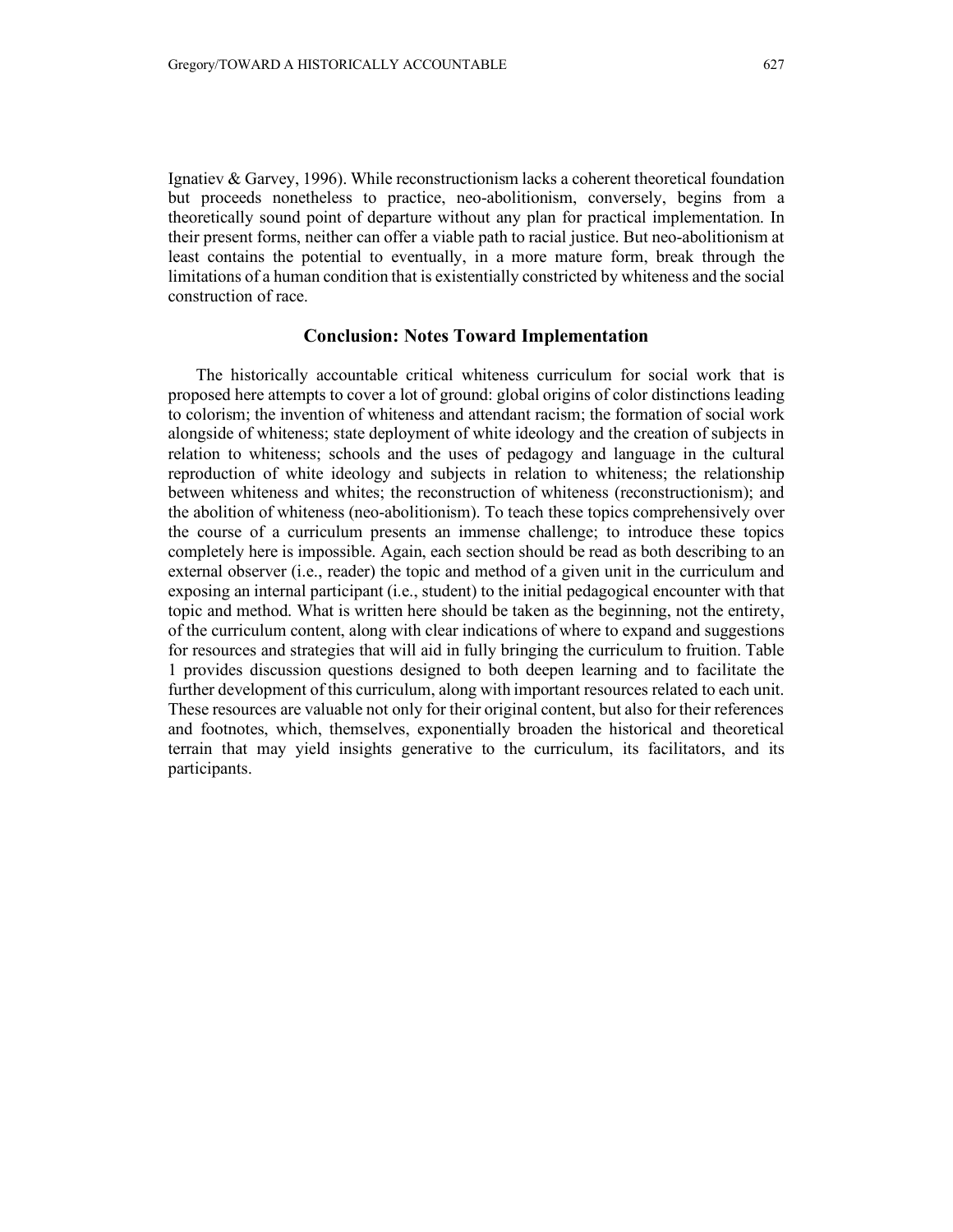Ignatiev & Garvey, 1996). While reconstructionism lacks a coherent theoretical foundation but proceeds nonetheless to practice, neo-abolitionism, conversely, begins from a theoretically sound point of departure without any plan for practical implementation. In their present forms, neither can offer a viable path to racial justice. But neo-abolitionism at least contains the potential to eventually, in a more mature form, break through the limitations of a human condition that is existentially constricted by whiteness and the social construction of race.

## Conclusion: Notes Toward Implementation

The historically accountable critical whiteness curriculum for social work that is proposed here attempts to cover a lot of ground: global origins of color distinctions leading to colorism; the invention of whiteness and attendant racism; the formation of social work alongside of whiteness; state deployment of white ideology and the creation of subjects in relation to whiteness; schools and the uses of pedagogy and language in the cultural reproduction of white ideology and subjects in relation to whiteness; the relationship between whiteness and whites; the reconstruction of whiteness (reconstructionism); and the abolition of whiteness (neo-abolitionism). To teach these topics comprehensively over the course of a curriculum presents an immense challenge; to introduce these topics completely here is impossible. Again, each section should be read as both describing to an external observer (i.e., reader) the topic and method of a given unit in the curriculum and exposing an internal participant (i.e., student) to the initial pedagogical encounter with that topic and method. What is written here should be taken as the beginning, not the entirety, of the curriculum content, along with clear indications of where to expand and suggestions for resources and strategies that will aid in fully bringing the curriculum to fruition. Table 1 provides discussion questions designed to both deepen learning and to facilitate the further development of this curriculum, along with important resources related to each unit. These resources are valuable not only for their original content, but also for their references and footnotes, which, themselves, exponentially broaden the historical and theoretical terrain that may yield insights generative to the curriculum, its facilitators, and its participants.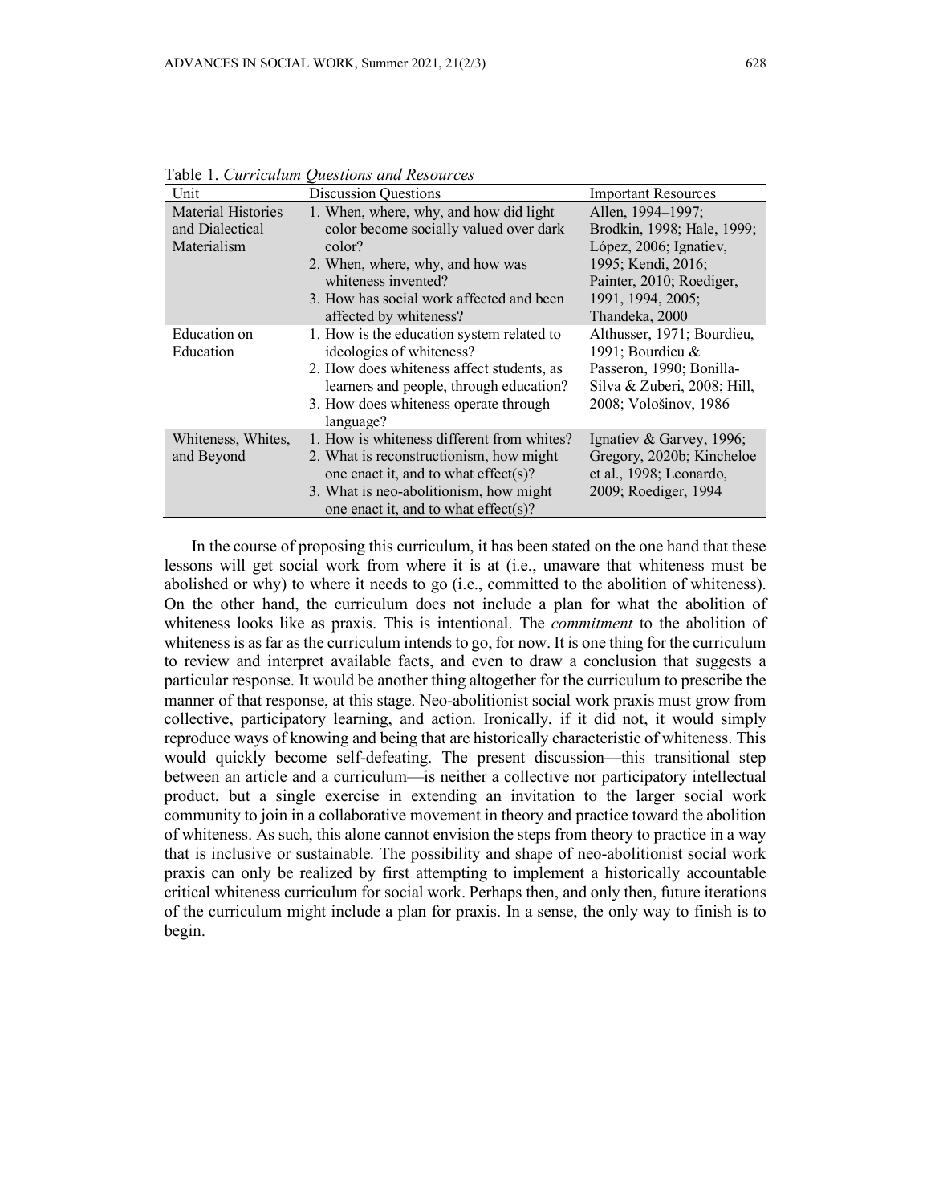Table 1. *Curriculum Questions and Resources*

| Unit | Discussion Questions | Important Resources |
|---|---|---|
| Material Histories and Dialectical Materialism | 1. When, where, why, and how did light color become socially valued over dark color? 2. When, where, why, and how was whiteness invented? 3. How has social work affected and been affected by whiteness? | Allen, 1994–1997; Brodkin, 1998; Hale, 1999; López, 2006; Ignatiev, 1995; Kendi, 2016; Painter, 2010; Roediger, 1991, 1994, 2005; Thandeka, 2000 |
| Education on Education | 1. How is the education system related to ideologies of whiteness? 2. How does whiteness affect students, as learners and people, through education? 3. How does whiteness operate through language? | Althusser, 1971; Bourdieu, 1991; Bourdieu & Passeron, 1990; Bonilla-Silva & Zuberi, 2008; Hill, 2008; Vološinov, 1986 |
| Whiteness, Whites, and Beyond | 1. How is whiteness different from whites? 2. What is reconstructionism, how might one enact it, and to what effect(s)? 3. What is neo-abolitionism, how might one enact it, and to what effect(s)? | Ignatiev & Garvey, 1996; Gregory, 2020b; Kincheloe et al., 1998; Leonardo, 2009; Roediger, 1994 |

In the course of proposing this curriculum, it has been stated on the one hand that these lessons will get social work from where it is at (i.e., unaware that whiteness must be abolished or why) to where it needs to go (i.e., committed to the abolition of whiteness). On the other hand, the curriculum does not include a plan for what the abolition of whiteness looks like as praxis. This is intentional. The *commitment* to the abolition of whiteness is as far as the curriculum intends to go, for now. It is one thing for the curriculum to review and interpret available facts, and even to draw a conclusion that suggests a particular response. It would be another thing altogether for the curriculum to prescribe the manner of that response, at this stage. Neo-abolitionist social work praxis must grow from collective, participatory learning, and action. Ironically, if it did not, it would simply reproduce ways of knowing and being that are historically characteristic of whiteness. This would quickly become self-defeating. The present discussion—this transitional step between an article and a curriculum—is neither a collective nor participatory intellectual product, but a single exercise in extending an invitation to the larger social work community to join in a collaborative movement in theory and practice toward the abolition of whiteness. As such, this alone cannot envision the steps from theory to practice in a way that is inclusive or sustainable. The possibility and shape of neo-abolitionist social work praxis can only be realized by first attempting to implement a historically accountable critical whiteness curriculum for social work. Perhaps then, and only then, future iterations of the curriculum might include a plan for praxis. In a sense, the only way to finish is to begin.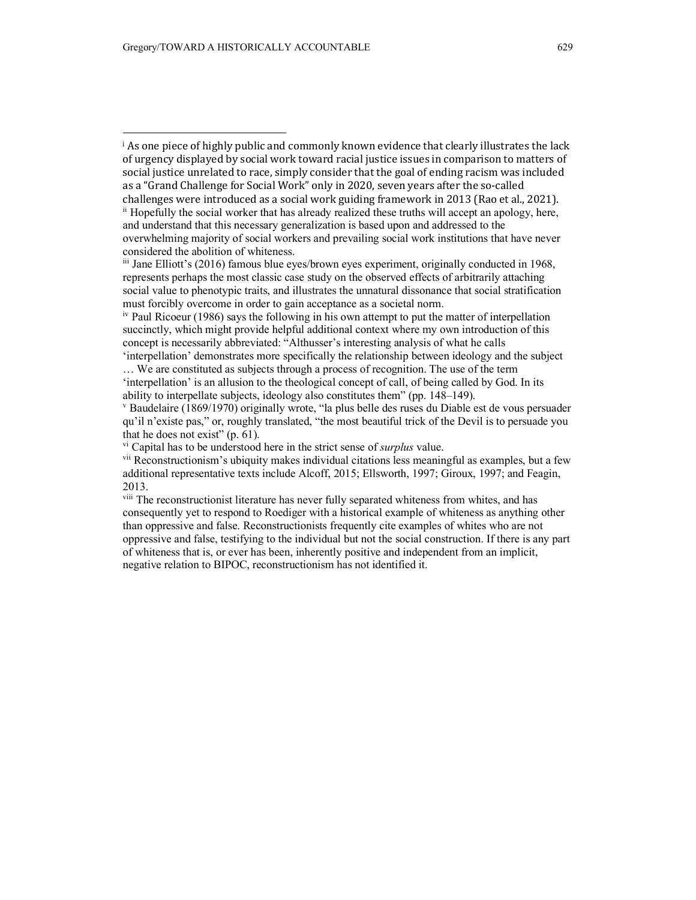[i] As one piece of highly public and commonly known evidence that clearly illustrates the lack of urgency displayed by social work toward racial justice issues in comparison to matters of social justice unrelated to race, simply consider that the goal of ending racism was included as a "Grand Challenge for Social Work" only in 2020, seven years after the so-called challenges were introduced as a social work guiding framework in 2013 (Rao et al., 2021).

[ii] Hopefully the social worker that has already realized these truths will accept an apology, here, and understand that this necessary generalization is based upon and addressed to the overwhelming majority of social workers and prevailing social work institutions that have never considered the abolition of whiteness.

[iii] Jane Elliott's (2016) famous blue eyes/brown eyes experiment, originally conducted in 1968, represents perhaps the most classic case study on the observed effects of arbitrarily attaching social value to phenotypic traits, and illustrates the unnatural dissonance that social stratification must forcibly overcome in order to gain acceptance as a societal norm.

[iv] Paul Ricoeur (1986) says the following in his own attempt to put the matter of interpellation succinctly, which might provide helpful additional context where my own introduction of this concept is necessarily abbreviated: "Althusser's interesting analysis of what he calls 'interpellation' demonstrates more specifically the relationship between ideology and the subject … We are constituted as subjects through a process of recognition. The use of the term 'interpellation' is an allusion to the theological concept of call, of being called by God. In its ability to interpellate subjects, ideology also constitutes them" (pp. 148–149).

[v] Baudelaire (1869/1970) originally wrote, "la plus belle des ruses du Diable est de vous persuader qu'il n'existe pas," or, roughly translated, "the most beautiful trick of the Devil is to persuade you that he does not exist" (p. 61).

[vi] Capital has to be understood here in the strict sense of *surplus* value.

[vii] Reconstructionism's ubiquity makes individual citations less meaningful as examples, but a few additional representative texts include Alcoff, 2015; Ellsworth, 1997; Giroux, 1997; and Feagin, 2013.

[viii] The reconstructionist literature has never fully separated whiteness from whites, and has consequently yet to respond to Roediger with a historical example of whiteness as anything other than oppressive and false. Reconstructionists frequently cite examples of whites who are not oppressive and false, testifying to the individual but not the social construction. If there is any part of whiteness that is, or ever has been, inherently positive and independent from an implicit, negative relation to BIPOC, reconstructionism has not identified it.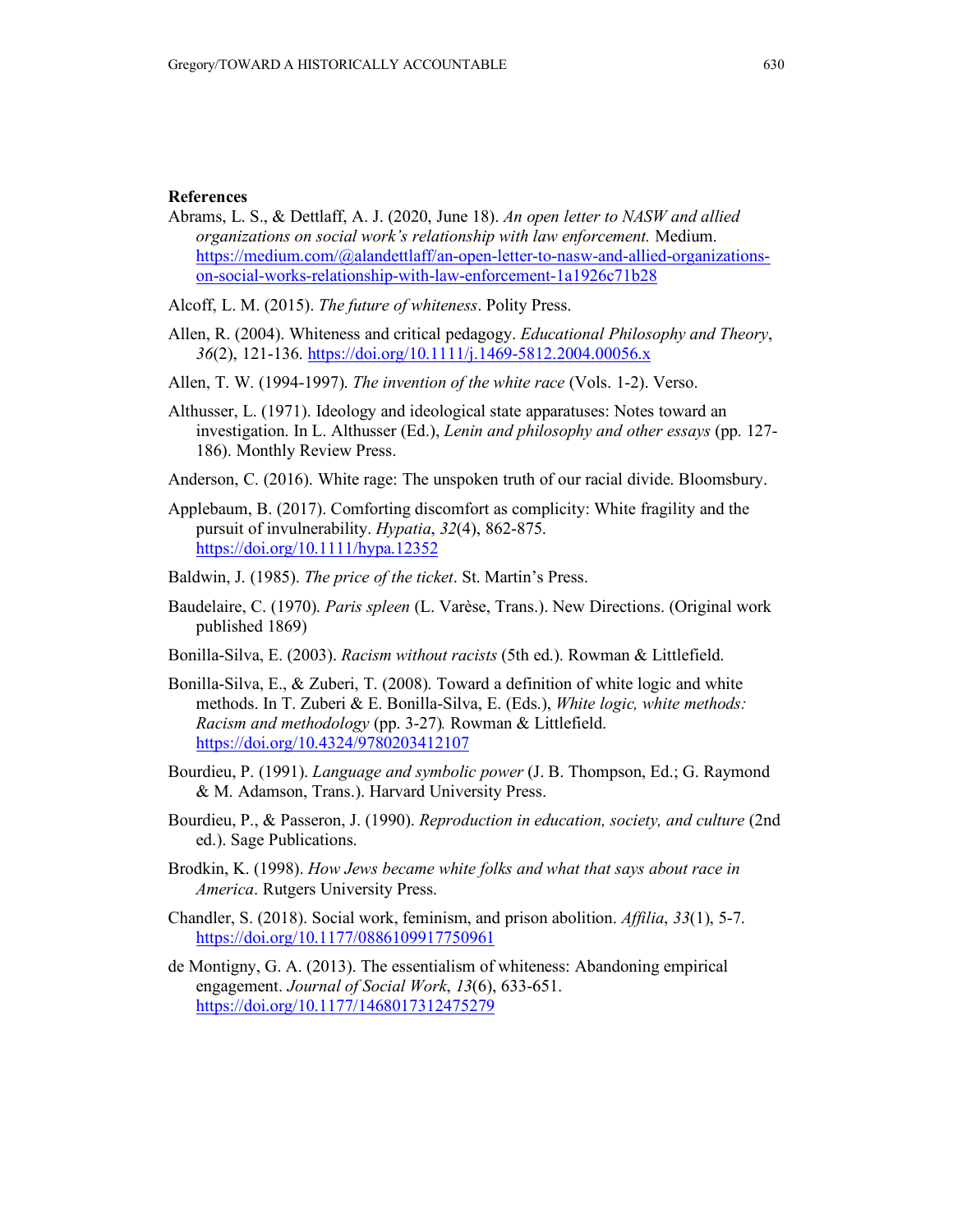## References

Abrams, L. S., & Dettlaff, A. J. (2020, June 18). *An open letter to NASW and allied organizations on social work's relationship with law enforcement.* Medium. https://medium.com/@alandettlaff/an-open-letter-to-nasw-and-allied-organizations-on-social-works-relationship-with-law-enforcement-1a1926c71b28

Alcoff, L. M. (2015). *The future of whiteness*. Polity Press.

Allen, R. (2004). Whiteness and critical pedagogy. *Educational Philosophy and Theory*, *36*(2), 121-136. https://doi.org/10.1111/j.1469-5812.2004.00056.x

Allen, T. W. (1994-1997). *The invention of the white race* (Vols. 1-2). Verso.

Althusser, L. (1971). Ideology and ideological state apparatuses: Notes toward an investigation. In L. Althusser (Ed.), *Lenin and philosophy and other essays* (pp. 127-186). Monthly Review Press.

Anderson, C. (2016). White rage: The unspoken truth of our racial divide. Bloomsbury.

Applebaum, B. (2017). Comforting discomfort as complicity: White fragility and the pursuit of invulnerability. *Hypatia*, *32*(4), 862-875. https://doi.org/10.1111/hypa.12352

Baldwin, J. (1985). *The price of the ticket*. St. Martin's Press.

Baudelaire, C. (1970). *Paris spleen* (L. Varèse, Trans.). New Directions. (Original work published 1869)

Bonilla-Silva, E. (2003). *Racism without racists* (5th ed.). Rowman & Littlefield.

Bonilla-Silva, E., & Zuberi, T. (2008). Toward a definition of white logic and white methods. In T. Zuberi & E. Bonilla-Silva, E. (Eds.), *White logic, white methods: Racism and methodology* (pp. 3-27)*.* Rowman & Littlefield. https://doi.org/10.4324/9780203412107

Bourdieu, P. (1991). *Language and symbolic power* (J. B. Thompson, Ed.; G. Raymond & M. Adamson, Trans.). Harvard University Press.

Bourdieu, P., & Passeron, J. (1990). *Reproduction in education, society, and culture* (2nd ed.). Sage Publications.

Brodkin, K. (1998). *How Jews became white folks and what that says about race in America*. Rutgers University Press.

Chandler, S. (2018). Social work, feminism, and prison abolition. *Affilia*, *33*(1), 5-7. https://doi.org/10.1177/0886109917750961

de Montigny, G. A. (2013). The essentialism of whiteness: Abandoning empirical engagement. *Journal of Social Work*, *13*(6), 633-651. https://doi.org/10.1177/1468017312475279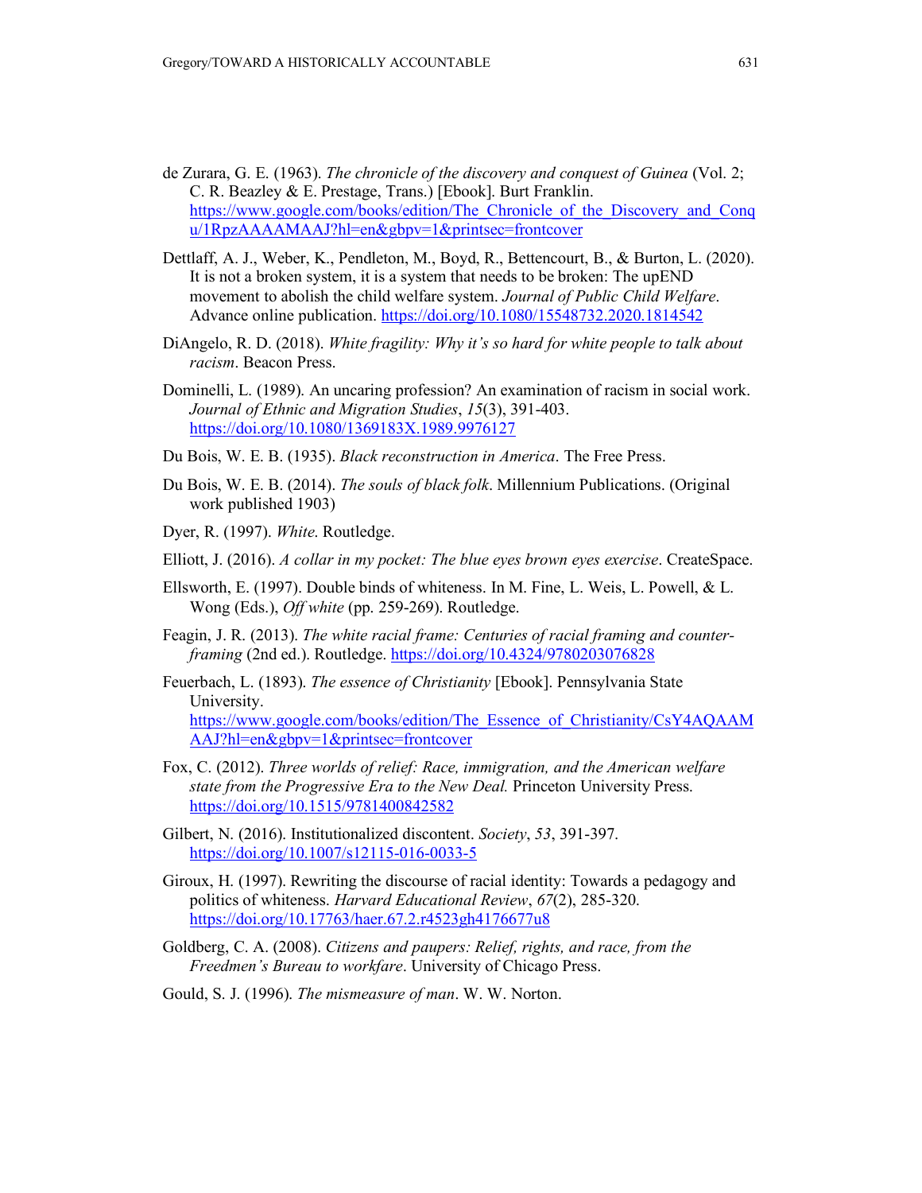de Zurara, G. E. (1963). *The chronicle of the discovery and conquest of Guinea* (Vol. 2; C. R. Beazley & E. Prestage, Trans.) [Ebook]. Burt Franklin. https://www.google.com/books/edition/The_Chronicle_of_the_Discovery_and_Conqu/1RpzAAAAMAAJ?hl=en&gbpv=1&printsec=frontcover

Dettlaff, A. J., Weber, K., Pendleton, M., Boyd, R., Bettencourt, B., & Burton, L. (2020). It is not a broken system, it is a system that needs to be broken: The upEND movement to abolish the child welfare system. *Journal of Public Child Welfare*. Advance online publication. https://doi.org/10.1080/15548732.2020.1814542

DiAngelo, R. D. (2018). *White fragility: Why it's so hard for white people to talk about racism*. Beacon Press.

Dominelli, L. (1989). An uncaring profession? An examination of racism in social work. *Journal of Ethnic and Migration Studies*, *15*(3), 391-403. https://doi.org/10.1080/1369183X.1989.9976127

Du Bois, W. E. B. (1935). *Black reconstruction in America*. The Free Press.

Du Bois, W. E. B. (2014). *The souls of black folk*. Millennium Publications. (Original work published 1903)

Dyer, R. (1997). *White*. Routledge.

Elliott, J. (2016). *A collar in my pocket: The blue eyes brown eyes exercise*. CreateSpace.

Ellsworth, E. (1997). Double binds of whiteness. In M. Fine, L. Weis, L. Powell, & L. Wong (Eds.), *Off white* (pp. 259-269). Routledge.

Feagin, J. R. (2013). *The white racial frame: Centuries of racial framing and counter-framing* (2nd ed.). Routledge. https://doi.org/10.4324/9780203076828

Feuerbach, L. (1893). *The essence of Christianity* [Ebook]. Pennsylvania State University. https://www.google.com/books/edition/The_Essence_of_Christianity/CsY4AQAAMAAJ?hl=en&gbpv=1&printsec=frontcover

Fox, C. (2012). *Three worlds of relief: Race, immigration, and the American welfare state from the Progressive Era to the New Deal.* Princeton University Press. https://doi.org/10.1515/9781400842582

Gilbert, N. (2016). Institutionalized discontent. *Society*, *53*, 391-397. https://doi.org/10.1007/s12115-016-0033-5

Giroux, H. (1997). Rewriting the discourse of racial identity: Towards a pedagogy and politics of whiteness. *Harvard Educational Review*, *67*(2), 285-320. https://doi.org/10.17763/haer.67.2.r4523gh4176677u8

Goldberg, C. A. (2008). *Citizens and paupers: Relief, rights, and race, from the Freedmen's Bureau to workfare*. University of Chicago Press.

Gould, S. J. (1996). *The mismeasure of man*. W. W. Norton.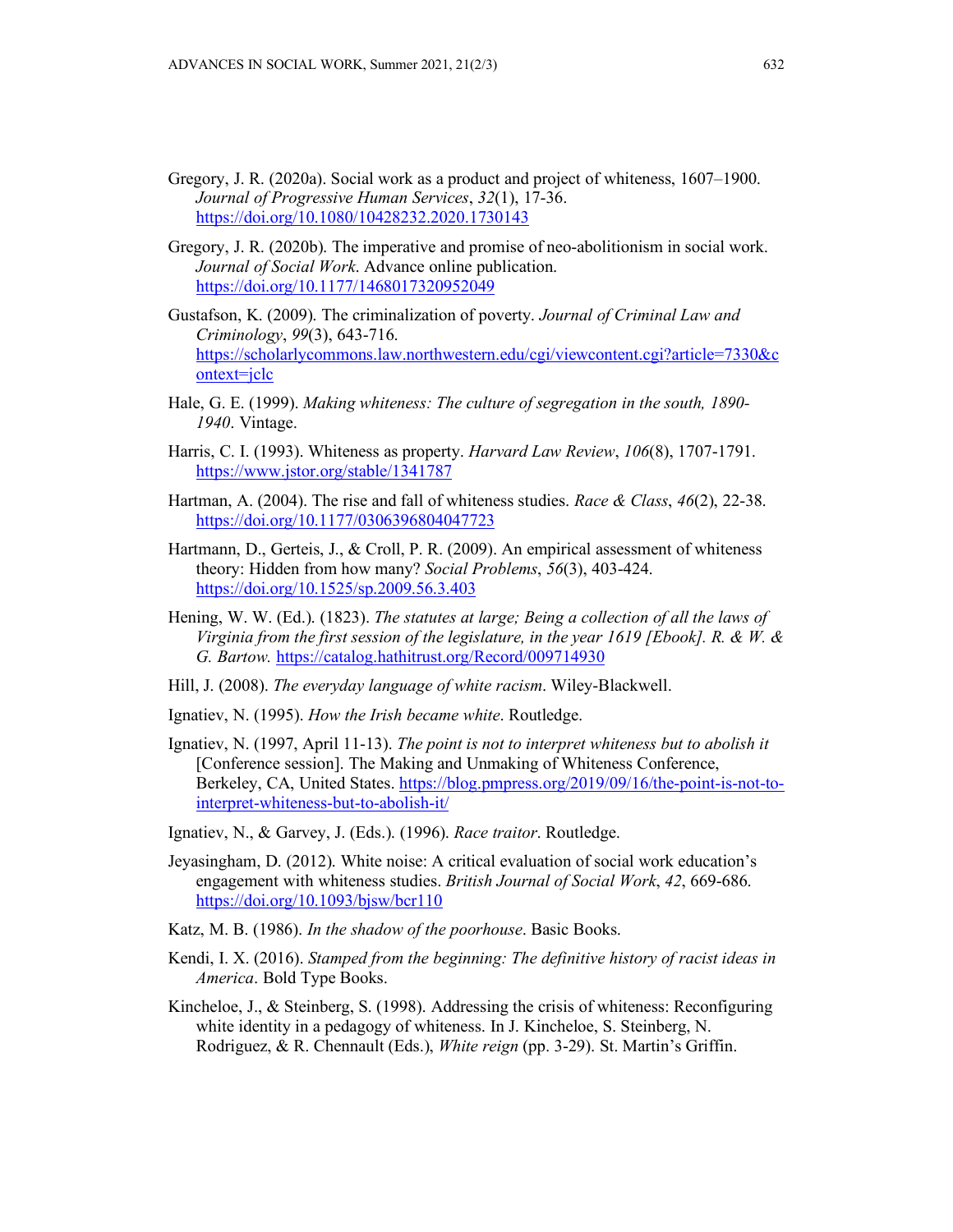Gregory, J. R. (2020a). Social work as a product and project of whiteness, 1607–1900. *Journal of Progressive Human Services*, *32*(1), 17-36. https://doi.org/10.1080/10428232.2020.1730143

Gregory, J. R. (2020b). The imperative and promise of neo-abolitionism in social work. *Journal of Social Work*. Advance online publication. https://doi.org/10.1177/1468017320952049

Gustafson, K. (2009). The criminalization of poverty. *Journal of Criminal Law and Criminology*, *99*(3), 643-716. https://scholarlycommons.law.northwestern.edu/cgi/viewcontent.cgi?article=7330&context=jclc

Hale, G. E. (1999). *Making whiteness: The culture of segregation in the south, 1890-1940*. Vintage.

Harris, C. I. (1993). Whiteness as property. *Harvard Law Review*, *106*(8), 1707-1791. https://www.jstor.org/stable/1341787

Hartman, A. (2004). The rise and fall of whiteness studies. *Race & Class*, *46*(2), 22-38. https://doi.org/10.1177/0306396804047723

Hartmann, D., Gerteis, J., & Croll, P. R. (2009). An empirical assessment of whiteness theory: Hidden from how many? *Social Problems*, *56*(3), 403-424. https://doi.org/10.1525/sp.2009.56.3.403

Hening, W. W. (Ed.). (1823). *The statutes at large; Being a collection of all the laws of Virginia from the first session of the legislature, in the year 1619 [Ebook]. R. & W. & G. Bartow.* https://catalog.hathitrust.org/Record/009714930

Hill, J. (2008). *The everyday language of white racism*. Wiley-Blackwell.

Ignatiev, N. (1995). *How the Irish became white*. Routledge.

Ignatiev, N. (1997, April 11-13). *The point is not to interpret whiteness but to abolish it* [Conference session]. The Making and Unmaking of Whiteness Conference, Berkeley, CA, United States. https://blog.pmpress.org/2019/09/16/the-point-is-not-to-interpret-whiteness-but-to-abolish-it/

Ignatiev, N., & Garvey, J. (Eds.). (1996). *Race traitor*. Routledge.

Jeyasingham, D. (2012). White noise: A critical evaluation of social work education's engagement with whiteness studies. *British Journal of Social Work*, *42*, 669-686. https://doi.org/10.1093/bjsw/bcr110

Katz, M. B. (1986). *In the shadow of the poorhouse*. Basic Books.

Kendi, I. X. (2016). *Stamped from the beginning: The definitive history of racist ideas in America*. Bold Type Books.

Kincheloe, J., & Steinberg, S. (1998). Addressing the crisis of whiteness: Reconfiguring white identity in a pedagogy of whiteness. In J. Kincheloe, S. Steinberg, N. Rodriguez, & R. Chennault (Eds.), *White reign* (pp. 3-29). St. Martin's Griffin.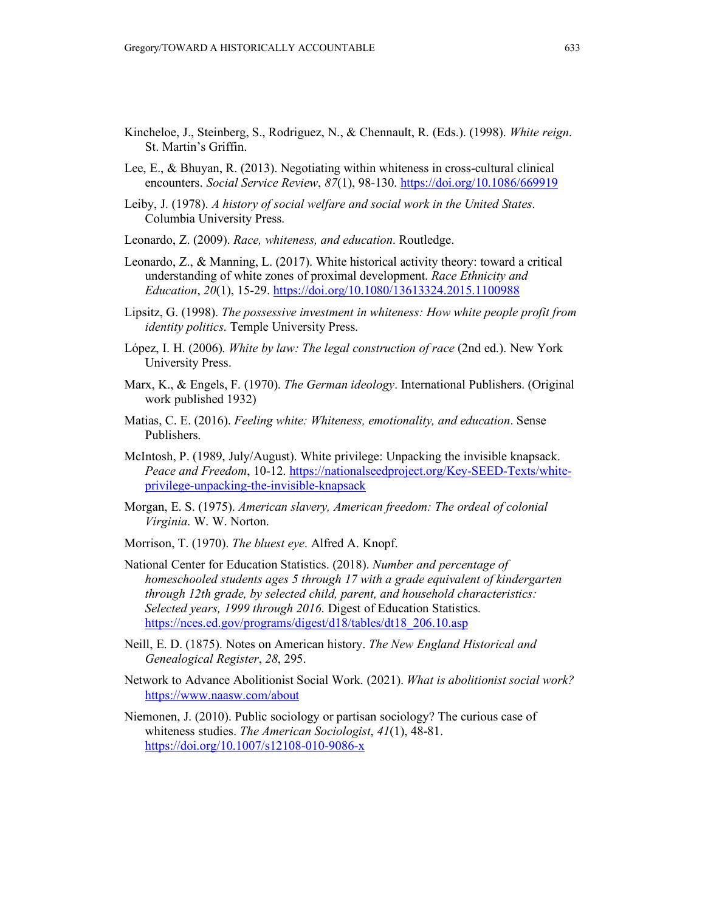Kincheloe, J., Steinberg, S., Rodriguez, N., & Chennault, R. (Eds.). (1998). *White reign*. St. Martin's Griffin.

Lee, E., & Bhuyan, R. (2013). Negotiating within whiteness in cross-cultural clinical encounters. *Social Service Review*, *87*(1), 98-130. https://doi.org/10.1086/669919

Leiby, J. (1978). *A history of social welfare and social work in the United States*. Columbia University Press.

Leonardo, Z. (2009). *Race, whiteness, and education*. Routledge.

Leonardo, Z., & Manning, L. (2017). White historical activity theory: toward a critical understanding of white zones of proximal development. *Race Ethnicity and Education*, *20*(1), 15-29. https://doi.org/10.1080/13613324.2015.1100988

Lipsitz, G. (1998). *The possessive investment in whiteness: How white people profit from identity politics*. Temple University Press.

López, I. H. (2006). *White by law: The legal construction of race* (2nd ed.). New York University Press.

Marx, K., & Engels, F. (1970). *The German ideology*. International Publishers. (Original work published 1932)

Matias, C. E. (2016). *Feeling white: Whiteness, emotionality, and education*. Sense Publishers.

McIntosh, P. (1989, July/August). White privilege: Unpacking the invisible knapsack. *Peace and Freedom*, 10-12. https://nationalseedproject.org/Key-SEED-Texts/white-privilege-unpacking-the-invisible-knapsack

Morgan, E. S. (1975). *American slavery, American freedom: The ordeal of colonial Virginia*. W. W. Norton.

Morrison, T. (1970). *The bluest eye*. Alfred A. Knopf.

National Center for Education Statistics. (2018). *Number and percentage of homeschooled students ages 5 through 17 with a grade equivalent of kindergarten through 12th grade, by selected child, parent, and household characteristics: Selected years, 1999 through 2016.* Digest of Education Statistics. https://nces.ed.gov/programs/digest/d18/tables/dt18_206.10.asp

Neill, E. D. (1875). Notes on American history. *The New England Historical and Genealogical Register*, *28*, 295.

Network to Advance Abolitionist Social Work. (2021). *What is abolitionist social work?* https://www.naasw.com/about

Niemonen, J. (2010). Public sociology or partisan sociology? The curious case of whiteness studies. *The American Sociologist*, *41*(1), 48-81. https://doi.org/10.1007/s12108-010-9086-x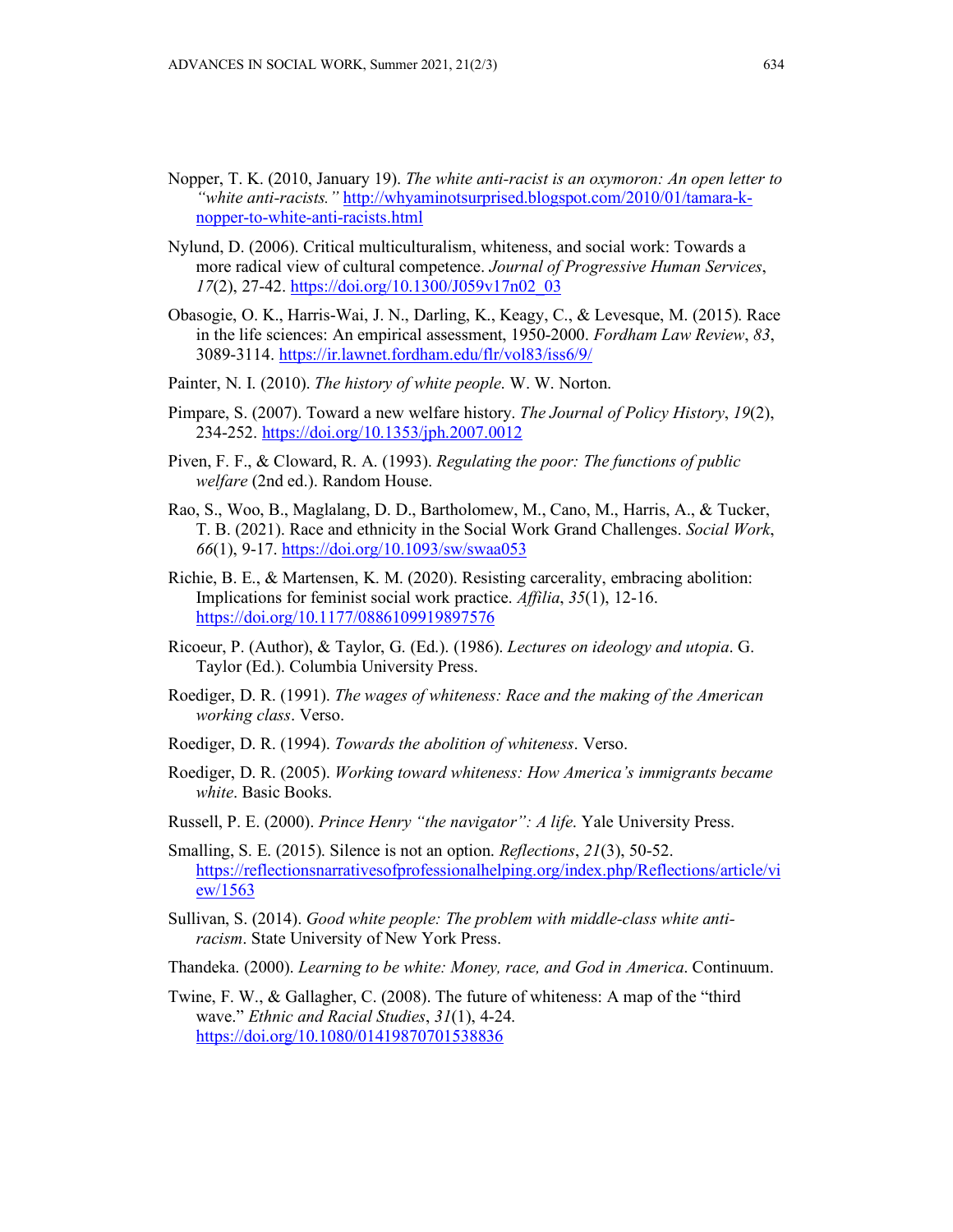Nopper, T. K. (2010, January 19). *The white anti-racist is an oxymoron: An open letter to "white anti-racists."* http://whyaminotsurprised.blogspot.com/2010/01/tamara-k-nopper-to-white-anti-racists.html

Nylund, D. (2006). Critical multiculturalism, whiteness, and social work: Towards a more radical view of cultural competence. *Journal of Progressive Human Services*, *17*(2), 27-42. https://doi.org/10.1300/J059v17n02_03

Obasogie, O. K., Harris-Wai, J. N., Darling, K., Keagy, C., & Levesque, M. (2015). Race in the life sciences: An empirical assessment, 1950-2000. *Fordham Law Review*, *83*, 3089-3114. https://ir.lawnet.fordham.edu/flr/vol83/iss6/9/

Painter, N. I. (2010). *The history of white people*. W. W. Norton.

Pimpare, S. (2007). Toward a new welfare history. *The Journal of Policy History*, *19*(2), 234-252. https://doi.org/10.1353/jph.2007.0012

Piven, F. F., & Cloward, R. A. (1993). *Regulating the poor: The functions of public welfare* (2nd ed.). Random House.

Rao, S., Woo, B., Maglalang, D. D., Bartholomew, M., Cano, M., Harris, A., & Tucker, T. B. (2021). Race and ethnicity in the Social Work Grand Challenges. *Social Work*, *66*(1), 9-17. https://doi.org/10.1093/sw/swaa053

Richie, B. E., & Martensen, K. M. (2020). Resisting carcerality, embracing abolition: Implications for feminist social work practice. *Affilia*, *35*(1), 12-16. https://doi.org/10.1177/0886109919897576

Ricoeur, P. (Author), & Taylor, G. (Ed.). (1986). *Lectures on ideology and utopia*. G. Taylor (Ed.). Columbia University Press.

Roediger, D. R. (1991). *The wages of whiteness: Race and the making of the American working class*. Verso.

Roediger, D. R. (1994). *Towards the abolition of whiteness*. Verso.

Roediger, D. R. (2005). *Working toward whiteness: How America's immigrants became white*. Basic Books.

Russell, P. E. (2000). *Prince Henry "the navigator": A life*. Yale University Press.

Smalling, S. E. (2015). Silence is not an option. *Reflections*, *21*(3), 50-52. https://reflectionsnarrativesofprofessionalhelping.org/index.php/Reflections/article/view/1563

Sullivan, S. (2014). *Good white people: The problem with middle-class white anti-racism*. State University of New York Press.

Thandeka. (2000). *Learning to be white: Money, race, and God in America*. Continuum.

Twine, F. W., & Gallagher, C. (2008). The future of whiteness: A map of the "third wave." *Ethnic and Racial Studies*, *31*(1), 4-24. https://doi.org/10.1080/01419870701538836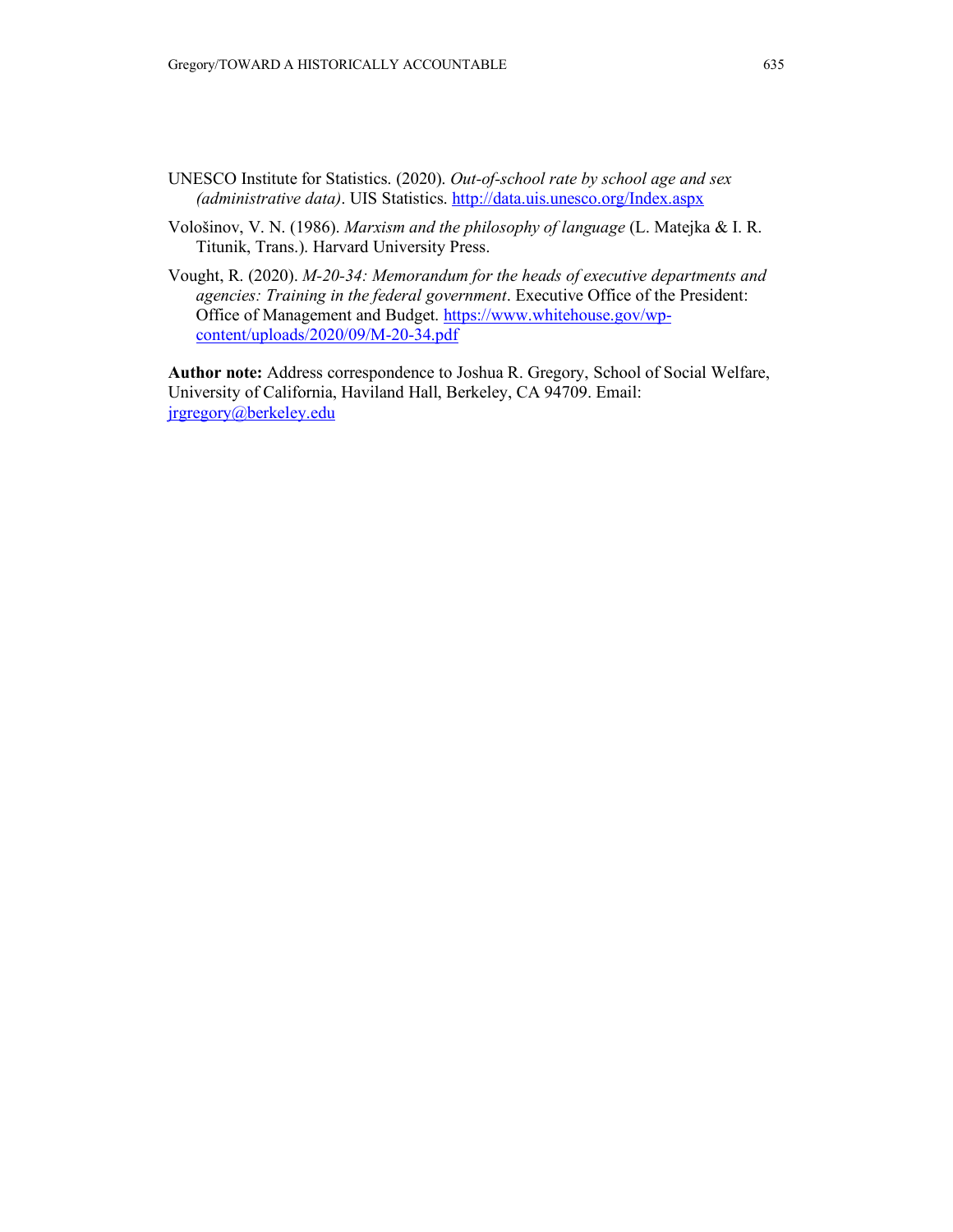UNESCO Institute for Statistics. (2020). *Out-of-school rate by school age and sex (administrative data)*. UIS Statistics. http://data.uis.unesco.org/Index.aspx

Vološinov, V. N. (1986). *Marxism and the philosophy of language* (L. Matejka & I. R. Titunik, Trans.). Harvard University Press.

Vought, R. (2020). *M-20-34: Memorandum for the heads of executive departments and agencies: Training in the federal government*. Executive Office of the President: Office of Management and Budget. https://www.whitehouse.gov/wp-content/uploads/2020/09/M-20-34.pdf

**Author note:** Address correspondence to Joshua R. Gregory, School of Social Welfare, University of California, Haviland Hall, Berkeley, CA 94709. Email: jrgregory@berkeley.edu